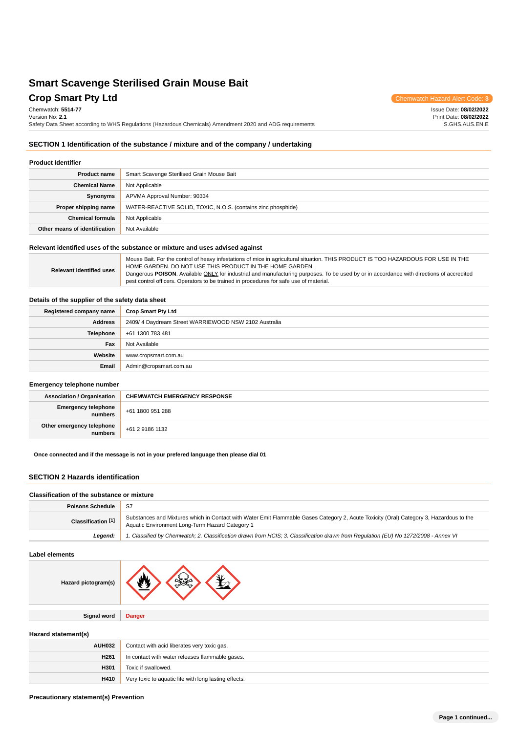# Smart Scavenge Sterilised Grain Mouse Bait

## Crop Smart Pty Ltd

Chemwatch Hazard Alert Code: 3

Chemwatch: **5514-77**
Version No: **2.1**
Safety Data Sheet according to WHS Regulations (Hazardous Chemicals) Amendment 2020 and ADG requirements

Issue Date: **08/02/2022**
Print Date: **08/02/2022**
S.GHS.AUS.EN.E

## SECTION 1 Identification of the substance / mixture and of the company / undertaking

### Product Identifier

| | |
|---|---|
| **Product name** | Smart Scavenge Sterilised Grain Mouse Bait |
| **Chemical Name** | Not Applicable |
| **Synonyms** | APVMA Approval Number: 90334 |
| **Proper shipping name** | WATER-REACTIVE SOLID, TOXIC, N.O.S. (contains zinc phosphide) |
| **Chemical formula** | Not Applicable |
| **Other means of identification** | Not Available |

### Relevant identified uses of the substance or mixture and uses advised against

| | |
|---|---|
| **Relevant identified uses** | Mouse Bait. For the control of heavy infestations of mice in agricultural situation. THIS PRODUCT IS TOO HAZARDOUS FOR USE IN THE HOME GARDEN. DO NOT USE THIS PRODUCT IN THE HOME GARDEN.<br>Dangerous **POISON**. Available ONLY for industrial and manufacturing purposes. To be used by or in accordance with directions of accredited pest control officers. Operators to be trained in procedures for safe use of material. |

### Details of the supplier of the safety data sheet

| | |
|---|---|
| **Registered company name** | **Crop Smart Pty Ltd** |
| **Address** | 2409/ 4 Daydream Street WARRIEWOOD NSW 2102 Australia |
| **Telephone** | +61 1300 783 481 |
| **Fax** | Not Available |
| **Website** | www.cropsmart.com.au |
| **Email** | Admin@cropsmart.com.au |

### Emergency telephone number

| | |
|---|---|
| **Association / Organisation** | **CHEMWATCH EMERGENCY RESPONSE** |
| **Emergency telephone numbers** | +61 1800 951 288 |
| **Other emergency telephone numbers** | +61 2 9186 1132 |

**Once connected and if the message is not in your prefered language then please dial 01**

## SECTION 2 Hazards identification

### Classification of the substance or mixture

| | |
|---|---|
| **Poisons Schedule** | S7 |
| **Classification [1]** | Substances and Mixtures which in Contact with Water Emit Flammable Gases Category 2, Acute Toxicity (Oral) Category 3, Hazardous to the Aquatic Environment Long-Term Hazard Category 1 |
| ***Legend:*** | *1. Classified by Chemwatch; 2. Classification drawn from HCIS; 3. Classification drawn from Regulation (EU) No 1272/2008 - Annex VI* |

### Label elements

| | |
|---|---|
| **Hazard pictogram(s)** | |
| **Signal word** | **Danger** |

### Hazard statement(s)

| | |
|---|---|
| **AUH032** | Contact with acid liberates very toxic gas. |
| **H261** | In contact with water releases flammable gases. |
| **H301** | Toxic if swallowed. |
| **H410** | Very toxic to aquatic life with long lasting effects. |

### Precautionary statement(s) Prevention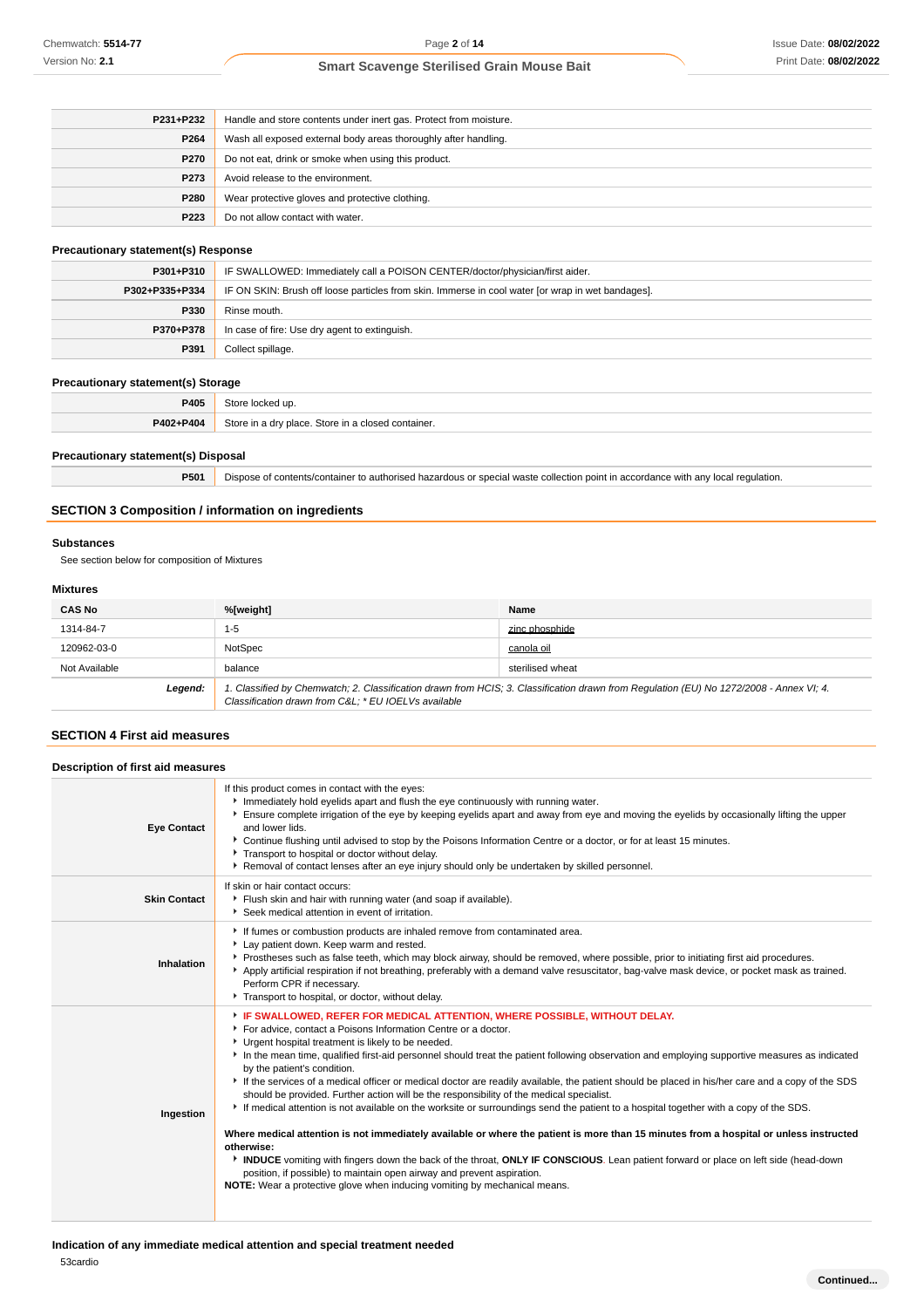| | |
|---|---|
| **P231+P232** | Handle and store contents under inert gas. Protect from moisture. |
| **P264** | Wash all exposed external body areas thoroughly after handling. |
| **P270** | Do not eat, drink or smoke when using this product. |
| **P273** | Avoid release to the environment. |
| **P280** | Wear protective gloves and protective clothing. |
| **P223** | Do not allow contact with water. |

### Precautionary statement(s) Response

| | |
|---|---|
| **P301+P310** | IF SWALLOWED: Immediately call a POISON CENTER/doctor/physician/first aider. |
| **P302+P335+P334** | IF ON SKIN: Brush off loose particles from skin. Immerse in cool water [or wrap in wet bandages]. |
| **P330** | Rinse mouth. |
| **P370+P378** | In case of fire: Use dry agent to extinguish. |
| **P391** | Collect spillage. |

### Precautionary statement(s) Storage

| | |
|---|---|
| **P405** | Store locked up. |
| **P402+P404** | Store in a dry place. Store in a closed container. |

### Precautionary statement(s) Disposal

| | |
|---|---|
| **P501** | Dispose of contents/container to authorised hazardous or special waste collection point in accordance with any local regulation. |

## SECTION 3 Composition / information on ingredients

### Substances

See section below for composition of Mixtures

### Mixtures

| CAS No | %[weight] | Name |
|---|---|---|
| 1314-84-7 | 1-5 | zinc phosphide |
| 120962-03-0 | NotSpec | canola oil |
| Not Available | balance | sterilised wheat |
| ***Legend:*** | *1. Classified by Chemwatch; 2. Classification drawn from HCIS; 3. Classification drawn from Regulation (EU) No 1272/2008 - Annex VI; 4. Classification drawn from C&L; * EU IOELVs available* | |

## SECTION 4 First aid measures

### Description of first aid measures

| | |
|---|---|
| **Eye Contact** | If this product comes in contact with the eyes:<br>▸ Immediately hold eyelids apart and flush the eye continuously with running water.<br>▸ Ensure complete irrigation of the eye by keeping eyelids apart and away from eye and moving the eyelids by occasionally lifting the upper and lower lids.<br>▸ Continue flushing until advised to stop by the Poisons Information Centre or a doctor, or for at least 15 minutes.<br>▸ Transport to hospital or doctor without delay.<br>▸ Removal of contact lenses after an eye injury should only be undertaken by skilled personnel. |
| **Skin Contact** | If skin or hair contact occurs:<br>▸ Flush skin and hair with running water (and soap if available).<br>▸ Seek medical attention in event of irritation. |
| **Inhalation** | ▸ If fumes or combustion products are inhaled remove from contaminated area.<br>▸ Lay patient down. Keep warm and rested.<br>▸ Prostheses such as false teeth, which may block airway, should be removed, where possible, prior to initiating first aid procedures.<br>▸ Apply artificial respiration if not breathing, preferably with a demand valve resuscitator, bag-valve mask device, or pocket mask as trained. Perform CPR if necessary.<br>▸ Transport to hospital, or doctor, without delay. |
| **Ingestion** | ▸ **IF SWALLOWED, REFER FOR MEDICAL ATTENTION, WHERE POSSIBLE, WITHOUT DELAY.**<br>▸ For advice, contact a Poisons Information Centre or a doctor.<br>▸ Urgent hospital treatment is likely to be needed.<br>▸ In the mean time, qualified first-aid personnel should treat the patient following observation and employing supportive measures as indicated by the patient's condition.<br>▸ If the services of a medical officer or medical doctor are readily available, the patient should be placed in his/her care and a copy of the SDS should be provided. Further action will be the responsibility of the medical specialist.<br>▸ If medical attention is not available on the worksite or surroundings send the patient to a hospital together with a copy of the SDS.<br><br>**Where medical attention is not immediately available or where the patient is more than 15 minutes from a hospital or unless instructed otherwise:**<br>▸ **INDUCE** vomiting with fingers down the back of the throat, **ONLY IF CONSCIOUS**. Lean patient forward or place on left side (head-down position, if possible) to maintain open airway and prevent aspiration.<br>**NOTE:** Wear a protective glove when inducing vomiting by mechanical means. |

### Indication of any immediate medical attention and special treatment needed

53cardio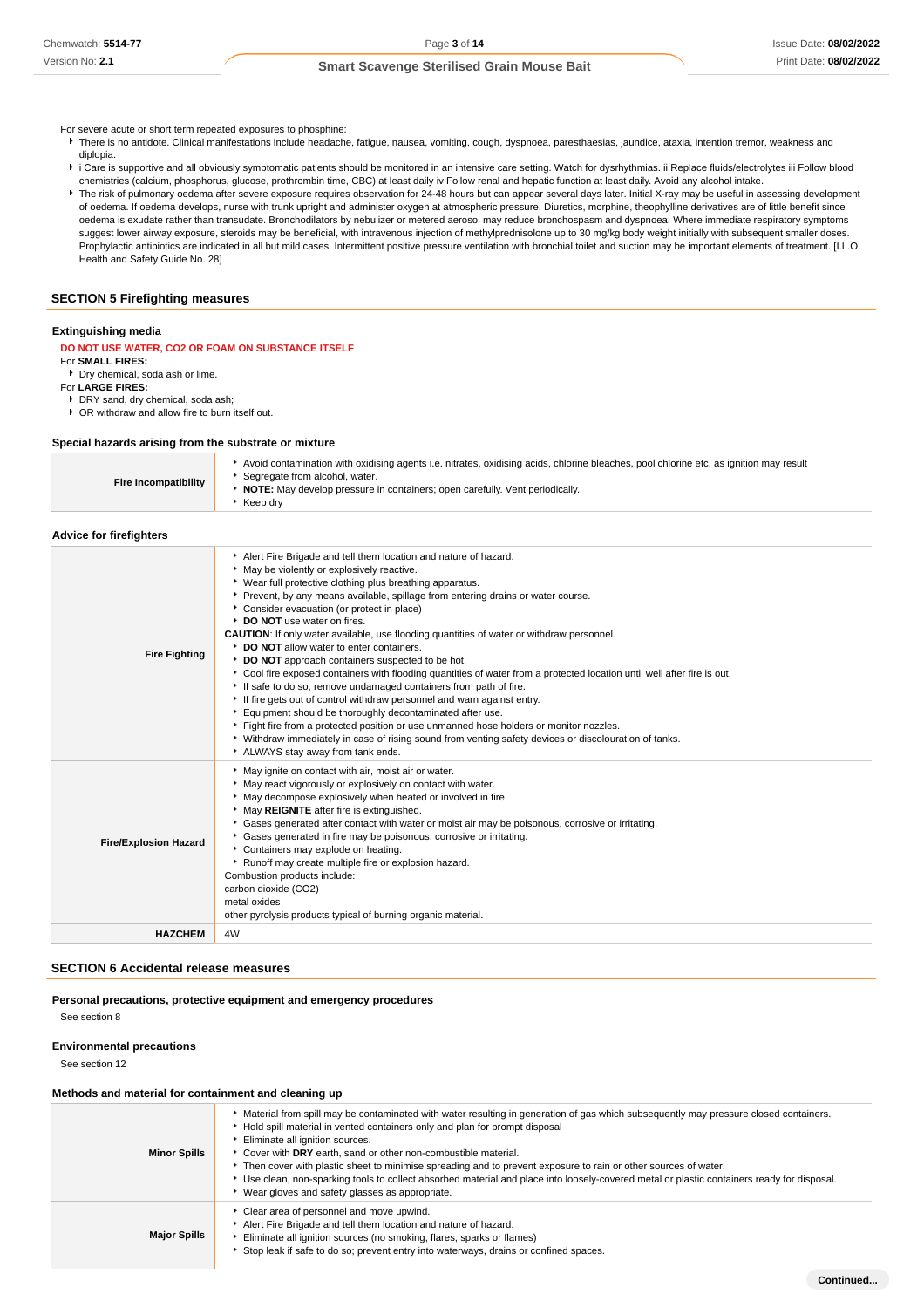For severe acute or short term repeated exposures to phosphine:

- There is no antidote. Clinical manifestations include headache, fatigue, nausea, vomiting, cough, dyspnoea, paresthaesias, jaundice, ataxia, intention tremor, weakness and diplopia.
- i Care is supportive and all obviously symptomatic patients should be monitored in an intensive care setting. Watch for dysrhythmias. ii Replace fluids/electrolytes iii Follow blood chemistries (calcium, phosphorus, glucose, prothrombin time, CBC) at least daily iv Follow renal and hepatic function at least daily. Avoid any alcohol intake.
- The risk of pulmonary oedema after severe exposure requires observation for 24-48 hours but can appear several days later. Initial X-ray may be useful in assessing development of oedema. If oedema develops, nurse with trunk upright and administer oxygen at atmospheric pressure. Diuretics, morphine, theophylline derivatives are of little benefit since oedema is exudate rather than transudate. Bronchodilators by nebulizer or metered aerosol may reduce bronchospasm and dyspnoea. Where immediate respiratory symptoms suggest lower airway exposure, steroids may be beneficial, with intravenous injection of methylprednisolone up to 30 mg/kg body weight initially with subsequent smaller doses. Prophylactic antibiotics are indicated in all but mild cases. Intermittent positive pressure ventilation with bronchial toilet and suction may be important elements of treatment. [I.L.O. Health and Safety Guide No. 28]

## SECTION 5 Firefighting measures

### Extinguishing media

**DO NOT USE WATER, CO2 OR FOAM ON SUBSTANCE ITSELF**

For **SMALL FIRES:**

- Dry chemical, soda ash or lime.

For **LARGE FIRES:**

- DRY sand, dry chemical, soda ash;
- OR withdraw and allow fire to burn itself out.

### Special hazards arising from the substrate or mixture

| | |
|---|---|
| **Fire Incompatibility** | ‣ Avoid contamination with oxidising agents i.e. nitrates, oxidising acids, chlorine bleaches, pool chlorine etc. as ignition may result<br>‣ Segregate from alcohol, water.<br>‣ **NOTE:** May develop pressure in containers; open carefully. Vent periodically.<br>‣ Keep dry |

### Advice for firefighters

| | |
|---|---|
| **Fire Fighting** | ‣ Alert Fire Brigade and tell them location and nature of hazard.<br>‣ May be violently or explosively reactive.<br>‣ Wear full protective clothing plus breathing apparatus.<br>‣ Prevent, by any means available, spillage from entering drains or water course.<br>‣ Consider evacuation (or protect in place)<br>‣ **DO NOT** use water on fires.<br>**CAUTION**: If only water available, use flooding quantities of water or withdraw personnel.<br>‣ **DO NOT** allow water to enter containers.<br>‣ **DO NOT** approach containers suspected to be hot.<br>‣ Cool fire exposed containers with flooding quantities of water from a protected location until well after fire is out.<br>‣ If safe to do so, remove undamaged containers from path of fire.<br>‣ If fire gets out of control withdraw personnel and warn against entry.<br>‣ Equipment should be thoroughly decontaminated after use.<br>‣ Fight fire from a protected position or use unmanned hose holders or monitor nozzles.<br>‣ Withdraw immediately in case of rising sound from venting safety devices or discolouration of tanks.<br>‣ ALWAYS stay away from tank ends. |
| **Fire/Explosion Hazard** | ‣ May ignite on contact with air, moist air or water.<br>‣ May react vigorously or explosively on contact with water.<br>‣ May decompose explosively when heated or involved in fire.<br>‣ May **REIGNITE** after fire is extinguished.<br>‣ Gases generated after contact with water or moist air may be poisonous, corrosive or irritating.<br>‣ Gases generated in fire may be poisonous, corrosive or irritating.<br>‣ Containers may explode on heating.<br>‣ Runoff may create multiple fire or explosion hazard.<br>Combustion products include:<br>carbon dioxide ($CO_2$)<br>metal oxides<br>other pyrolysis products typical of burning organic material. |
| **HAZCHEM** | 4W |

## SECTION 6 Accidental release measures

### Personal precautions, protective equipment and emergency procedures

See section 8

### Environmental precautions

See section 12

### Methods and material for containment and cleaning up

| | |
|---|---|
| **Minor Spills** | ‣ Material from spill may be contaminated with water resulting in generation of gas which subsequently may pressure closed containers.<br>‣ Hold spill material in vented containers only and plan for prompt disposal<br>‣ Eliminate all ignition sources.<br>‣ Cover with **DRY** earth, sand or other non-combustible material.<br>‣ Then cover with plastic sheet to minimise spreading and to prevent exposure to rain or other sources of water.<br>‣ Use clean, non-sparking tools to collect absorbed material and place into loosely-covered metal or plastic containers ready for disposal.<br>‣ Wear gloves and safety glasses as appropriate. |
| **Major Spills** | ‣ Clear area of personnel and move upwind.<br>‣ Alert Fire Brigade and tell them location and nature of hazard.<br>‣ Eliminate all ignition sources (no smoking, flares, sparks or flames)<br>‣ Stop leak if safe to do so; prevent entry into waterways, drains or confined spaces. |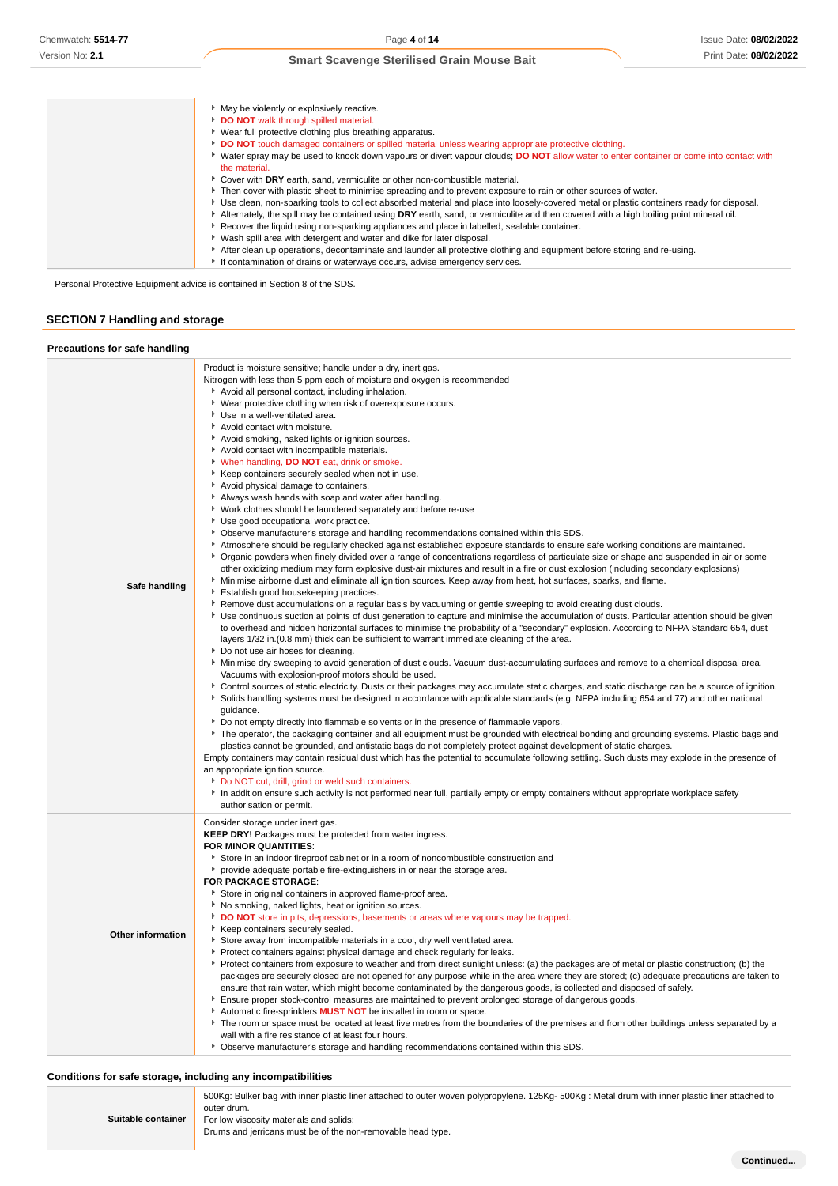| | |
|---|---|
| | - May be violently or explosively reactive.<br>- **DO NOT** walk through spilled material.<br>- Wear full protective clothing plus breathing apparatus.<br>- **DO NOT** touch damaged containers or spilled material unless wearing appropriate protective clothing.<br>- Water spray may be used to knock down vapours or divert vapour clouds; **DO NOT** allow water to enter container or come into contact with the material.<br>- Cover with **DRY** earth, sand, vermiculite or other non-combustible material.<br>- Then cover with plastic sheet to minimise spreading and to prevent exposure to rain or other sources of water.<br>- Use clean, non-sparking tools to collect absorbed material and place into loosely-covered metal or plastic containers ready for disposal.<br>- Alternately, the spill may be contained using **DRY** earth, sand, or vermiculite and then covered with a high boiling point mineral oil.<br>- Recover the liquid using non-sparking appliances and place in labelled, sealable container.<br>- Wash spill area with detergent and water and dike for later disposal.<br>- After clean up operations, decontaminate and launder all protective clothing and equipment before storing and re-using.<br>- If contamination of drains or waterways occurs, advise emergency services. |

Personal Protective Equipment advice is contained in Section 8 of the SDS.

## SECTION 7 Handling and storage

### Precautions for safe handling

| | |
|---|---|
| **Safe handling** | Product is moisture sensitive; handle under a dry, inert gas.<br>Nitrogen with less than 5 ppm each of moisture and oxygen is recommended<br>- Avoid all personal contact, including inhalation.<br>- Wear protective clothing when risk of overexposure occurs.<br>- Use in a well-ventilated area.<br>- Avoid contact with moisture.<br>- Avoid smoking, naked lights or ignition sources.<br>- Avoid contact with incompatible materials.<br>- When handling, **DO NOT** eat, drink or smoke.<br>- Keep containers securely sealed when not in use.<br>- Avoid physical damage to containers.<br>- Always wash hands with soap and water after handling.<br>- Work clothes should be laundered separately and before re-use<br>- Use good occupational work practice.<br>- Observe manufacturer's storage and handling recommendations contained within this SDS.<br>- Atmosphere should be regularly checked against established exposure standards to ensure safe working conditions are maintained.<br>- Organic powders when finely divided over a range of concentrations regardless of particulate size or shape and suspended in air or some other oxidizing medium may form explosive dust-air mixtures and result in a fire or dust explosion (including secondary explosions)<br>- Minimise airborne dust and eliminate all ignition sources. Keep away from heat, hot surfaces, sparks, and flame.<br>- Establish good housekeeping practices.<br>- Remove dust accumulations on a regular basis by vacuuming or gentle sweeping to avoid creating dust clouds.<br>- Use continuous suction at points of dust generation to capture and minimise the accumulation of dusts. Particular attention should be given to overhead and hidden horizontal surfaces to minimise the probability of a "secondary" explosion. According to NFPA Standard 654, dust layers 1/32 in.(0.8 mm) thick can be sufficient to warrant immediate cleaning of the area.<br>- Do not use air hoses for cleaning.<br>- Minimise dry sweeping to avoid generation of dust clouds. Vacuum dust-accumulating surfaces and remove to a chemical disposal area. Vacuums with explosion-proof motors should be used.<br>- Control sources of static electricity. Dusts or their packages may accumulate static charges, and static discharge can be a source of ignition.<br>- Solids handling systems must be designed in accordance with applicable standards (e.g. NFPA including 654 and 77) and other national guidance.<br>- Do not empty directly into flammable solvents or in the presence of flammable vapors.<br>- The operator, the packaging container and all equipment must be grounded with electrical bonding and grounding systems. Plastic bags and plastics cannot be grounded, and antistatic bags do not completely protect against development of static charges.<br>Empty containers may contain residual dust which has the potential to accumulate following settling. Such dusts may explode in the presence of an appropriate ignition source.<br>- Do NOT cut, drill, grind or weld such containers.<br>- In addition ensure such activity is not performed near full, partially empty or empty containers without appropriate workplace safety authorisation or permit. |
| **Other information** | Consider storage under inert gas.<br>**KEEP DRY!** Packages must be protected from water ingress.<br>**FOR MINOR QUANTITIES**:<br>- Store in an indoor fireproof cabinet or in a room of noncombustible construction and<br>- provide adequate portable fire-extinguishers in or near the storage area.<br>**FOR PACKAGE STORAGE**:<br>- Store in original containers in approved flame-proof area.<br>- No smoking, naked lights, heat or ignition sources.<br>- **DO NOT** store in pits, depressions, basements or areas where vapours may be trapped.<br>- Keep containers securely sealed.<br>- Store away from incompatible materials in a cool, dry well ventilated area.<br>- Protect containers against physical damage and check regularly for leaks.<br>- Protect containers from exposure to weather and from direct sunlight unless: (a) the packages are of metal or plastic construction; (b) the packages are securely closed are not opened for any purpose while in the area where they are stored; (c) adequate precautions are taken to ensure that rain water, which might become contaminated by the dangerous goods, is collected and disposed of safely.<br>- Ensure proper stock-control measures are maintained to prevent prolonged storage of dangerous goods.<br>- Automatic fire-sprinklers **MUST NOT** be installed in room or space.<br>- The room or space must be located at least five metres from the boundaries of the premises and from other buildings unless separated by a wall with a fire resistance of at least four hours.<br>- Observe manufacturer's storage and handling recommendations contained within this SDS. |

### Conditions for safe storage, including any incompatibilities

| | |
|---|---|
| **Suitable container** | 500Kg: Bulker bag with inner plastic liner attached to outer woven polypropylene. 125Kg- 500Kg : Metal drum with inner plastic liner attached to outer drum.<br>For low viscosity materials and solids:<br>Drums and jerricans must be of the non-removable head type. |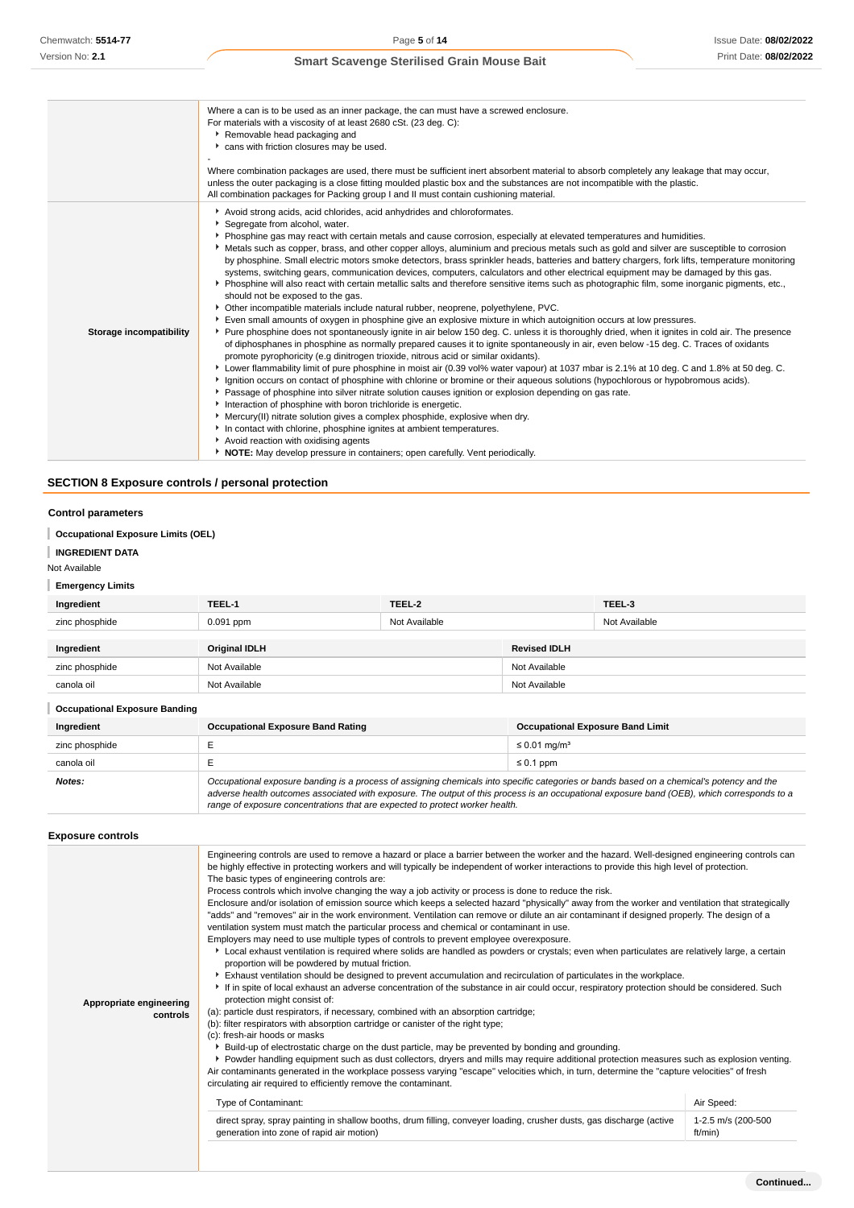| | |
|---|---|
| | Where a can is to be used as an inner package, the can must have a screwed enclosure.<br>For materials with a viscosity of at least 2680 cSt. (23 deg. C):<br>▸ Removable head packaging and<br>▸ cans with friction closures may be used.<br>-<br>Where combination packages are used, there must be sufficient inert absorbent material to absorb completely any leakage that may occur, unless the outer packaging is a close fitting moulded plastic box and the substances are not incompatible with the plastic.<br>All combination packages for Packing group I and II must contain cushioning material. |
| **Storage incompatibility** | ▸ Avoid strong acids, acid chlorides, acid anhydrides and chloroformates.<br>▸ Segregate from alcohol, water.<br>▸ Phosphine gas may react with certain metals and cause corrosion, especially at elevated temperatures and humidities.<br>▸ Metals such as copper, brass, and other copper alloys, aluminium and precious metals such as gold and silver are susceptible to corrosion by phosphine. Small electric motors smoke detectors, brass sprinkler heads, batteries and battery chargers, fork lifts, temperature monitoring systems, switching gears, communication devices, computers, calculators and other electrical equipment may be damaged by this gas.<br>▸ Phosphine will also react with certain metallic salts and therefore sensitive items such as photographic film, some inorganic pigments, etc., should not be exposed to the gas.<br>▸ Other incompatible materials include natural rubber, neoprene, polyethylene, PVC.<br>▸ Even small amounts of oxygen in phosphine give an explosive mixture in which autoignition occurs at low pressures.<br>▸ Pure phosphine does not spontaneously ignite in air below 150 deg. C. unless it is thoroughly dried, when it ignites in cold air. The presence of diphosphanes in phosphine as normally prepared causes it to ignite spontaneously in air, even below -15 deg. C. Traces of oxidants promote pyrophoricity (e.g dinitrogen trioxide, nitrous acid or similar oxidants).<br>▸ Lower flammability limit of pure phosphine in moist air (0.39 vol% water vapour) at 1037 mbar is 2.1% at 10 deg. C and 1.8% at 50 deg. C.<br>▸ Ignition occurs on contact of phosphine with chlorine or bromine or their aqueous solutions (hypochlorous or hypobromous acids).<br>▸ Passage of phosphine into silver nitrate solution causes ignition or explosion depending on gas rate.<br>▸ Interaction of phosphine with boron trichloride is energetic.<br>▸ Mercury(II) nitrate solution gives a complex phosphide, explosive when dry.<br>▸ In contact with chlorine, phosphine ignites at ambient temperatures.<br>▸ Avoid reaction with oxidising agents<br>▸ **NOTE:** May develop pressure in containers; open carefully. Vent periodically. |

## SECTION 8 Exposure controls / personal protection

### Control parameters

**Occupational Exposure Limits (OEL)**

**INGREDIENT DATA**

Not Available

**Emergency Limits**

| Ingredient | TEEL-1 | TEEL-2 | TEEL-3 |
|---|---|---|---|
| zinc phosphide | 0.091 ppm | Not Available | Not Available |

| Ingredient | Original IDLH | Revised IDLH |
|---|---|---|
| zinc phosphide | Not Available | Not Available |
| canola oil | Not Available | Not Available |

**Occupational Exposure Banding**

| Ingredient | Occupational Exposure Band Rating | Occupational Exposure Band Limit |
|---|---|---|
| zinc phosphide | E | ≤ 0.01 mg/m³ |
| canola oil | E | ≤ 0.1 ppm |
| ***Notes:*** | *Occupational exposure banding is a process of assigning chemicals into specific categories or bands based on a chemical's potency and the adverse health outcomes associated with exposure. The output of this process is an occupational exposure band (OEB), which corresponds to a range of exposure concentrations that are expected to protect worker health.* | |

### Exposure controls

| | |
|---|---|
| **Appropriate engineering controls** | Engineering controls are used to remove a hazard or place a barrier between the worker and the hazard. Well-designed engineering controls can be highly effective in protecting workers and will typically be independent of worker interactions to provide this high level of protection.<br>The basic types of engineering controls are:<br>Process controls which involve changing the way a job activity or process is done to reduce the risk.<br>Enclosure and/or isolation of emission source which keeps a selected hazard "physically" away from the worker and ventilation that strategically "adds" and "removes" air in the work environment. Ventilation can remove or dilute an air contaminant if designed properly. The design of a ventilation system must match the particular process and chemical or contaminant in use.<br>Employers may need to use multiple types of controls to prevent employee overexposure.<br>▸ Local exhaust ventilation is required where solids are handled as powders or crystals; even when particulates are relatively large, a certain proportion will be powdered by mutual friction.<br>▸ Exhaust ventilation should be designed to prevent accumulation and recirculation of particulates in the workplace.<br>▸ If in spite of local exhaust an adverse concentration of the substance in air could occur, respiratory protection should be considered. Such protection might consist of:<br>(a): particle dust respirators, if necessary, combined with an absorption cartridge;<br>(b): filter respirators with absorption cartridge or canister of the right type;<br>(c): fresh-air hoods or masks<br>▸ Build-up of electrostatic charge on the dust particle, may be prevented by bonding and grounding.<br>▸ Powder handling equipment such as dust collectors, dryers and mills may require additional protection measures such as explosion venting.<br>Air contaminants generated in the workplace possess varying "escape" velocities which, in turn, determine the "capture velocities" of fresh circulating air required to efficiently remove the contaminant.<br><br>Type of Contaminant: / Air Speed:<br>direct spray, spray painting in shallow booths, drum filling, conveyor loading, crusher dusts, gas discharge (active generation into zone of rapid air motion) / 1-2.5 m/s (200-500 ft/min) |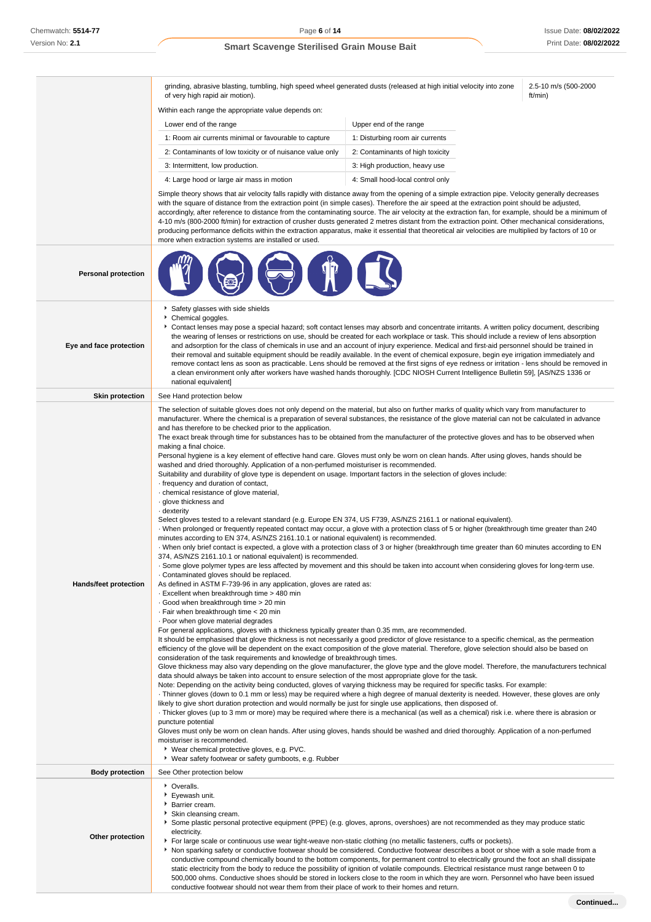| | |
|---|---|
| | grinding, abrasive blasting, tumbling, high speed wheel generated dusts (released at high initial velocity into zone of very high rapid air motion). — 2.5-10 m/s (500-2000 ft/min)<br><br>Within each range the appropriate value depends on:<br><br>Lower end of the range / Upper end of the range<br>1: Room air currents minimal or favourable to capture / 1: Disturbing room air currents<br>2: Contaminants of low toxicity or of nuisance value only / 2: Contaminants of high toxicity<br>3: Intermittent, low production. / 3: High production, heavy use<br>4: Large hood or large air mass in motion / 4: Small hood-local control only<br><br>Simple theory shows that air velocity falls rapidly with distance away from the opening of a simple extraction pipe. Velocity generally decreases with the square of distance from the extraction point (in simple cases). Therefore the air speed at the extraction point should be adjusted, accordingly, after reference to distance from the contaminating source. The air velocity at the extraction fan, for example, should be a minimum of 4-10 m/s (800-2000 ft/min) for extraction of crusher dusts generated 2 metres distant from the extraction point. Other mechanical considerations, producing performance deficits within the extraction apparatus, make it essential that theoretical air velocities are multiplied by factors of 10 or more when extraction systems are installed or used. |
| **Personal protection** | |
| **Eye and face protection** | ‣ Safety glasses with side shields<br>‣ Chemical goggles.<br>‣ Contact lenses may pose a special hazard; soft contact lenses may absorb and concentrate irritants. A written policy document, describing the wearing of lenses or restrictions on use, should be created for each workplace or task. This should include a review of lens absorption and adsorption for the class of chemicals in use and an account of injury experience. Medical and first-aid personnel should be trained in their removal and suitable equipment should be readily available. In the event of chemical exposure, begin eye irrigation immediately and remove contact lens as soon as practicable. Lens should be removed at the first signs of eye redness or irritation - lens should be removed in a clean environment only after workers have washed hands thoroughly. [CDC NIOSH Current Intelligence Bulletin 59], [AS/NZS 1336 or national equivalent] |
| **Skin protection** | See Hand protection below |
| **Hands/feet protection** | The selection of suitable gloves does not only depend on the material, but also on further marks of quality which vary from manufacturer to manufacturer. Where the chemical is a preparation of several substances, the resistance of the glove material can not be calculated in advance and has therefore to be checked prior to the application.<br>The exact break through time for substances has to be obtained from the manufacturer of the protective gloves and has to be observed when making a final choice.<br>Personal hygiene is a key element of effective hand care. Gloves must only be worn on clean hands. After using gloves, hands should be washed and dried thoroughly. Application of a non-perfumed moisturiser is recommended.<br>Suitability and durability of glove type is dependent on usage. Important factors in the selection of gloves include:<br>· frequency and duration of contact,<br>· chemical resistance of glove material,<br>· glove thickness and<br>· dexterity<br>Select gloves tested to a relevant standard (e.g. Europe EN 374, US F739, AS/NZS 2161.1 or national equivalent).<br>· When prolonged or frequently repeated contact may occur, a glove with a protection class of 5 or higher (breakthrough time greater than 240 minutes according to EN 374, AS/NZS 2161.10.1 or national equivalent) is recommended.<br>· When only brief contact is expected, a glove with a protection class of 3 or higher (breakthrough time greater than 60 minutes according to EN 374, AS/NZS 2161.10.1 or national equivalent) is recommended.<br>· Some glove polymer types are less affected by movement and this should be taken into account when considering gloves for long-term use.<br>· Contaminated gloves should be replaced.<br>As defined in ASTM F-739-96 in any application, gloves are rated as:<br>· Excellent when breakthrough time > 480 min<br>· Good when breakthrough time > 20 min<br>· Fair when breakthrough time < 20 min<br>· Poor when glove material degrades<br>For general applications, gloves with a thickness typically greater than 0.35 mm, are recommended.<br>It should be emphasised that glove thickness is not necessarily a good predictor of glove resistance to a specific chemical, as the permeation efficiency of the glove will be dependent on the exact composition of the glove material. Therefore, glove selection should also be based on consideration of the task requirements and knowledge of breakthrough times.<br>Glove thickness may also vary depending on the glove manufacturer, the glove type and the glove model. Therefore, the manufacturers technical data should always be taken into account to ensure selection of the most appropriate glove for the task.<br>Note: Depending on the activity being conducted, gloves of varying thickness may be required for specific tasks. For example:<br>· Thinner gloves (down to 0.1 mm or less) may be required where a high degree of manual dexterity is needed. However, these gloves are only likely to give short duration protection and would normally be just for single use applications, then disposed of.<br>· Thicker gloves (up to 3 mm or more) may be required where there is a mechanical (as well as a chemical) risk i.e. where there is abrasion or puncture potential<br>Gloves must only be worn on clean hands. After using gloves, hands should be washed and dried thoroughly. Application of a non-perfumed moisturiser is recommended.<br>‣ Wear chemical protective gloves, e.g. PVC.<br>‣ Wear safety footwear or safety gumboots, e.g. Rubber |
| **Body protection** | See Other protection below |
| **Other protection** | ‣ Overalls.<br>‣ Eyewash unit.<br>‣ Barrier cream.<br>‣ Skin cleansing cream.<br>‣ Some plastic personal protective equipment (PPE) (e.g. gloves, aprons, overshoes) are not recommended as they may produce static electricity.<br>‣ For large scale or continuous use wear tight-weave non-static clothing (no metallic fasteners, cuffs or pockets).<br>‣ Non sparking safety or conductive footwear should be considered. Conductive footwear describes a boot or shoe with a sole made from a conductive compound chemically bound to the bottom components, for permanent control to electrically ground the foot an shall dissipate static electricity from the body to reduce the possibility of ignition of volatile compounds. Electrical resistance must range between 0 to 500,000 ohms. Conductive shoes should be stored in lockers close to the room in which they are worn. Personnel who have been issued conductive footwear should not wear them from their place of work to their homes and return. |

Continued...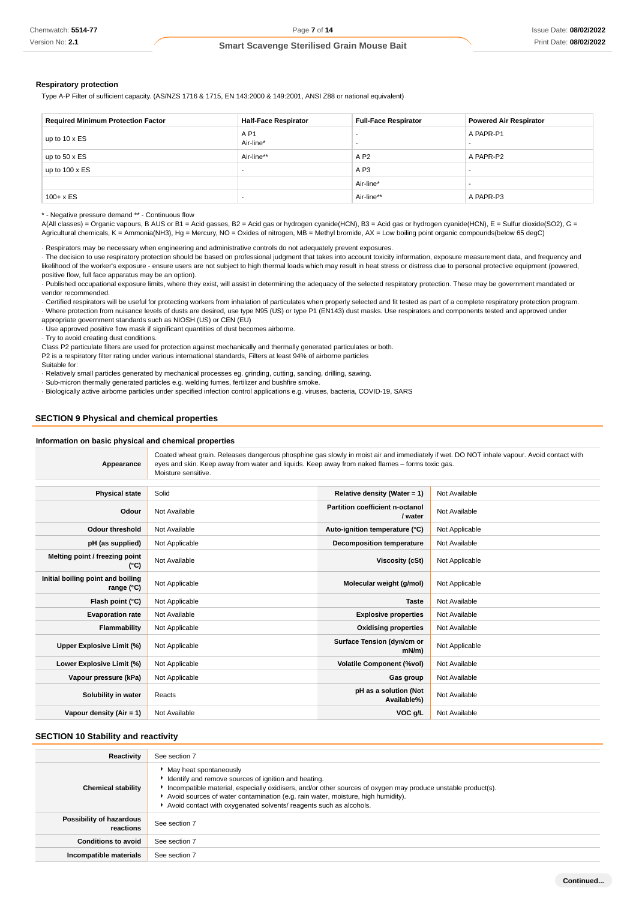### Respiratory protection

Type A-P Filter of sufficient capacity. (AS/NZS 1716 & 1715, EN 143:2000 & 149:2001, ANSI Z88 or national equivalent)

| Required Minimum Protection Factor | Half-Face Respirator | Full-Face Respirator | Powered Air Respirator |
|---|---|---|---|
| up to 10 x ES | A P1<br>Air-line* | -<br>- | A PAPR-P1<br>- |
| up to 50 x ES | Air-line** | A P2 | A PAPR-P2 |
| up to 100 x ES | - | A P3 | - |
| | | Air-line* | - |
| 100+ x ES | - | Air-line** | A PAPR-P3 |

\* - Negative pressure demand ** - Continuous flow

A(All classes) = Organic vapours, B AUS or B1 = Acid gasses, B2 = Acid gas or hydrogen cyanide(HCN), B3 = Acid gas or hydrogen cyanide(HCN), E = Sulfur dioxide(SO2), G = Agricultural chemicals, K = Ammonia(NH3), Hg = Mercury, NO = Oxides of nitrogen, MB = Methyl bromide, AX = Low boiling point organic compounds(below 65 degC)

· Respirators may be necessary when engineering and administrative controls do not adequately prevent exposures.
· The decision to use respiratory protection should be based on professional judgment that takes into account toxicity information, exposure measurement data, and frequency and likelihood of the worker's exposure - ensure users are not subject to high thermal loads which may result in heat stress or distress due to personal protective equipment (powered, positive flow, full face apparatus may be an option).
· Published occupational exposure limits, where they exist, will assist in determining the adequacy of the selected respiratory protection. These may be government mandated or vendor recommended.
· Certified respirators will be useful for protecting workers from inhalation of particulates when properly selected and fit tested as part of a complete respiratory protection program.
· Where protection from nuisance levels of dusts are desired, use type N95 (US) or type P1 (EN143) dust masks. Use respirators and components tested and approved under appropriate government standards such as NIOSH (US) or CEN (EU)
· Use approved positive flow mask if significant quantities of dust becomes airborne.
· Try to avoid creating dust conditions.
Class P2 particulate filters are used for protection against mechanically and thermally generated particulates or both.
P2 is a respiratory filter rating under various international standards, Filters at least 94% of airborne particles
Suitable for:
· Relatively small particles generated by mechanical processes eg. grinding, cutting, sanding, drilling, sawing.
· Sub-micron thermally generated particles e.g. welding fumes, fertilizer and bushfire smoke.
· Biologically active airborne particles under specified infection control applications e.g. viruses, bacteria, COVID-19, SARS

## SECTION 9 Physical and chemical properties

### Information on basic physical and chemical properties

| Appearance | Coated wheat grain. Releases dangerous phosphine gas slowly in moist air and immediately if wet. DO NOT inhale vapour. Avoid contact with eyes and skin. Keep away from water and liquids. Keep away from naked flames – forms toxic gas.<br>Moisture sensitive. |
|---|---|

| | | | |
|---|---|---|---|
| Physical state | Solid | Relative density (Water = 1) | Not Available |
| Odour | Not Available | Partition coefficient n-octanol / water | Not Available |
| Odour threshold | Not Available | Auto-ignition temperature (°C) | Not Applicable |
| pH (as supplied) | Not Applicable | Decomposition temperature | Not Available |
| Melting point / freezing point (°C) | Not Available | Viscosity (cSt) | Not Applicable |
| Initial boiling point and boiling range (°C) | Not Applicable | Molecular weight (g/mol) | Not Applicable |
| Flash point (°C) | Not Applicable | Taste | Not Available |
| Evaporation rate | Not Available | Explosive properties | Not Available |
| Flammability | Not Applicable | Oxidising properties | Not Available |
| Upper Explosive Limit (%) | Not Applicable | Surface Tension (dyn/cm or mN/m) | Not Applicable |
| Lower Explosive Limit (%) | Not Applicable | Volatile Component (%vol) | Not Available |
| Vapour pressure (kPa) | Not Applicable | Gas group | Not Available |
| Solubility in water | Reacts | pH as a solution (Not Available%) | Not Available |
| Vapour density (Air = 1) | Not Available | VOC g/L | Not Available |

## SECTION 10 Stability and reactivity

| | |
|---|---|
| Reactivity | See section 7 |
| Chemical stability | ▸ May heat spontaneously<br>▸ Identify and remove sources of ignition and heating.<br>▸ Incompatible material, especially oxidisers, and/or other sources of oxygen may produce unstable product(s).<br>▸ Avoid sources of water contamination (e.g. rain water, moisture, high humidity).<br>▸ Avoid contact with oxygenated solvents/ reagents such as alcohols. |
| Possibility of hazardous reactions | See section 7 |
| Conditions to avoid | See section 7 |
| Incompatible materials | See section 7 |

Continued...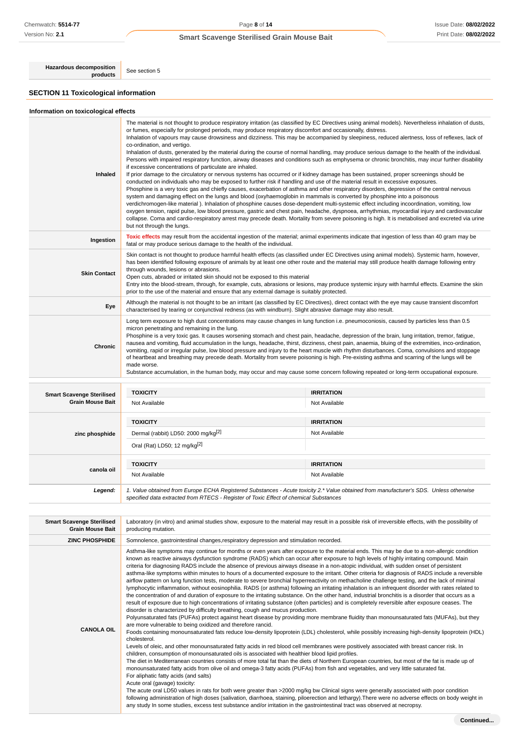| Hazardous decomposition products | See section 5 |
|---|---|

## SECTION 11 Toxicological information

### Information on toxicological effects

| | |
|---|---|
| **Inhaled** | The material is not thought to produce respiratory irritation (as classified by EC Directives using animal models). Nevertheless inhalation of dusts, or fumes, especially for prolonged periods, may produce respiratory discomfort and occasionally, distress.<br>Inhalation of vapours may cause drowsiness and dizziness. This may be accompanied by sleepiness, reduced alertness, loss of reflexes, lack of co-ordination, and vertigo.<br>Inhalation of dusts, generated by the material during the course of normal handling, may produce serious damage to the health of the individual.<br>Persons with impaired respiratory function, airway diseases and conditions such as emphysema or chronic bronchitis, may incur further disability if excessive concentrations of particulate are inhaled.<br>If prior damage to the circulatory or nervous systems has occurred or if kidney damage has been sustained, proper screenings should be conducted on individuals who may be exposed to further risk if handling and use of the material result in excessive exposures.<br>Phosphine is a very toxic gas and chiefly causes, exacerbation of asthma and other respiratory disorders, depression of the central nervous system and damaging effect on the lungs and blood (oxyhaemoglobin in mammals is converted by phosphine into a poisonous verdichromogen-like material ). Inhalation of phosphine causes dose-dependent multi-systemic effect including incoordination, vomiting, low oxygen tension, rapid pulse, low blood pressure, gastric and chest pain, headache, dyspnoea, arrhythmias, myocardial injury and cardiovascular collapse. Coma and cardio-respiratory arrest may precede death. Mortality from severe poisoning is high. It is metabolised and excreted via urine but not through the lungs. |
| **Ingestion** | Toxic effects may result from the accidental ingestion of the material; animal experiments indicate that ingestion of less than 40 gram may be fatal or may produce serious damage to the health of the individual. |
| **Skin Contact** | Skin contact is not thought to produce harmful health effects (as classified under EC Directives using animal models). Systemic harm, however, has been identified following exposure of animals by at least one other route and the material may still produce health damage following entry through wounds, lesions or abrasions.<br>Open cuts, abraded or irritated skin should not be exposed to this material<br>Entry into the blood-stream, through, for example, cuts, abrasions or lesions, may produce systemic injury with harmful effects. Examine the skin prior to the use of the material and ensure that any external damage is suitably protected. |
| **Eye** | Although the material is not thought to be an irritant (as classified by EC Directives), direct contact with the eye may cause transient discomfort characterised by tearing or conjunctival redness (as with windburn). Slight abrasive damage may also result. |
| **Chronic** | Long term exposure to high dust concentrations may cause changes in lung function i.e. pneumoconiosis, caused by particles less than 0.5 micron penetrating and remaining in the lung.<br>Phosphine is a very toxic gas. It causes worsening stomach and chest pain, headache, depression of the brain, lung irritation, tremor, fatigue, nausea and vomiting, fluid accumulation in the lungs, headache, thirst, dizziness, chest pain, anaemia, bluing of the extremities, inco-ordination, vomiting, rapid or irregular pulse, low blood pressure and injury to the heart muscle with rhythm disturbances. Coma, convulsions and stoppage of heartbeat and breathing may precede death. Mortality from severe poisoning is high. Pre-existing asthma and scarring of the lungs will be made worse.<br>Substance accumulation, in the human body, may occur and may cause some concern following repeated or long-term occupational exposure. |

| | TOXICITY | IRRITATION |
|---|---|---|
| **Smart Scavenge Sterilised Grain Mouse Bait** | Not Available | Not Available |
| **zinc phosphide** | Dermal (rabbit) LD50: 2000 mg/kg[2]<br>Oral (Rat) LD50; 12 mg/kg[2] | Not Available |
| **canola oil** | Not Available | Not Available |
| ***Legend:*** | *1. Value obtained from Europe ECHA Registered Substances - Acute toxicity 2.\* Value obtained from manufacturer's SDS. Unless otherwise specified data extracted from RTECS - Register of Toxic Effect of chemical Substances* | |

| | |
|---|---|
| **Smart Scavenge Sterilised Grain Mouse Bait** | Laboratory (in vitro) and animal studies show, exposure to the material may result in a possible risk of irreversible effects, with the possibility of producing mutation. |
| **ZINC PHOSPHIDE** | Somnolence, gastrointestinal changes,respiratory depression and stimulation recorded. |
| **CANOLA OIL** | Asthma-like symptoms may continue for months or even years after exposure to the material ends. This may be due to a non-allergic condition known as reactive airways dysfunction syndrome (RADS) which can occur after exposure to high levels of highly irritating compound. Main criteria for diagnosing RADS include the absence of previous airways disease in a non-atopic individual, with sudden onset of persistent asthma-like symptoms within minutes to hours of a documented exposure to the irritant. Other criteria for diagnosis of RADS include a reversible airflow pattern on lung function tests, moderate to severe bronchial hyperreactivity on methacholine challenge testing, and the lack of minimal lymphocytic inflammation, without eosinophilia. RADS (or asthma) following an irritating inhalation is an infrequent disorder with rates related to the concentration of and duration of exposure to the irritating substance. On the other hand, industrial bronchitis is a disorder that occurs as a result of exposure due to high concentrations of irritating substance (often particles) and is completely reversible after exposure ceases. The disorder is characterized by difficulty breathing, cough and mucus production.<br>Polyunsaturated fats (PUFAs) protect against heart disease by providing more membrane fluidity than monounsaturated fats (MUFAs), but they are more vulnerable to being oxidized and therefore rancid.<br>Foods containing monounsaturated fats reduce low-density lipoprotein (LDL) cholesterol, while possibly increasing high-density lipoprotein (HDL) cholesterol.<br>Levels of oleic, and other monounsaturated fatty acids in red blood cell membranes were positively associated with breast cancer risk. In children, consumption of monounsaturated oils is associated with healthier blood lipid profiles.<br>The diet in Mediterranean countries consists of more total fat than the diets of Northern European countries, but most of the fat is made up of monounsaturated fatty acids from olive oil and omega-3 fatty acids (PUFAs) from fish and vegetables, and very little saturated fat.<br>For aliphatic fatty acids (and salts)<br>Acute oral (gavage) toxicity:<br>The acute oral LD50 values in rats for both were greater than >2000 mg/kg bw Clinical signs were generally associated with poor condition following administration of high doses (salivation, diarrhoea, staining, piloerection and lethargy).There were no adverse effects on body weight in any study In some studies, excess test substance and/or irritation in the gastrointestinal tract was observed at necropsy. |

**Continued...**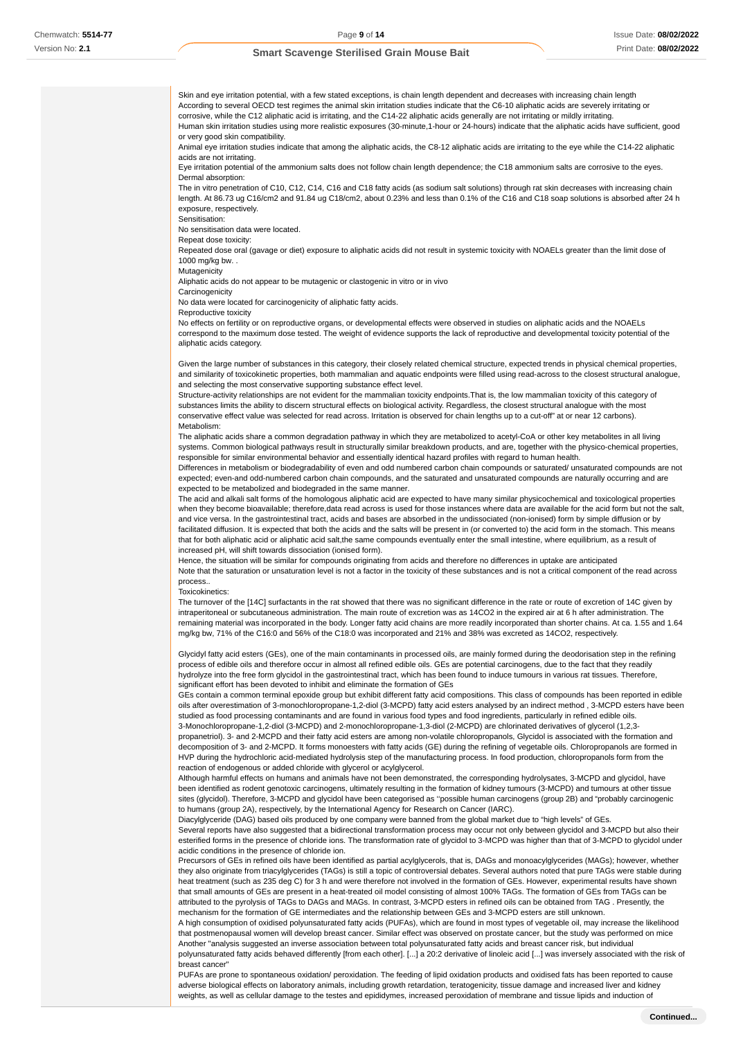Skin and eye irritation potential, with a few stated exceptions, is chain length dependent and decreases with increasing chain length
According to several OECD test regimes the animal skin irritation studies indicate that the C6-10 aliphatic acids are severely irritating or corrosive, while the C12 aliphatic acid is irritating, and the C14-22 aliphatic acids generally are not irritating or mildly irritating.
Human skin irritation studies using more realistic exposures (30-minute,1-hour or 24-hours) indicate that the aliphatic acids have sufficient, good or very good skin compatibility.
Animal eye irritation studies indicate that among the aliphatic acids, the C8-12 aliphatic acids are irritating to the eye while the C14-22 aliphatic acids are not irritating.
Eye irritation potential of the ammonium salts does not follow chain length dependence; the C18 ammonium salts are corrosive to the eyes.
Dermal absorption:
The in vitro penetration of C10, C12, C14, C16 and C18 fatty acids (as sodium salt solutions) through rat skin decreases with increasing chain length. At 86.73 ug C16/cm2 and 91.84 ug C18/cm2, about 0.23% and less than 0.1% of the C16 and C18 soap solutions is absorbed after 24 h exposure, respectively.
Sensitisation:
No sensitisation data were located.
Repeat dose toxicity:
Repeated dose oral (gavage or diet) exposure to aliphatic acids did not result in systemic toxicity with NOAELs greater than the limit dose of 1000 mg/kg bw. .
Mutagenicity
Aliphatic acids do not appear to be mutagenic or clastogenic in vitro or in vivo
Carcinogenicity
No data were located for carcinogenicity of aliphatic fatty acids.
Reproductive toxicity
No effects on fertility or on reproductive organs, or developmental effects were observed in studies on aliphatic acids and the NOAELs correspond to the maximum dose tested. The weight of evidence supports the lack of reproductive and developmental toxicity potential of the aliphatic acids category.

Given the large number of substances in this category, their closely related chemical structure, expected trends in physical chemical properties, and similarity of toxicokinetic properties, both mammalian and aquatic endpoints were filled using read-across to the closest structural analogue, and selecting the most conservative supporting substance effect level.
Structure-activity relationships are not evident for the mammalian toxicity endpoints.That is, the low mammalian toxicity of this category of substances limits the ability to discern structural effects on biological activity. Regardless, the closest structural analogue with the most conservative effect value was selected for read across. Irritation is observed for chain lengths up to a cut-off" at or near 12 carbons).
Metabolism:
The aliphatic acids share a common degradation pathway in which they are metabolized to acetyl-CoA or other key metabolites in all living systems. Common biological pathways result in structurally similar breakdown products, and are, together with the physico-chemical properties, responsible for similar environmental behavior and essentially identical hazard profiles with regard to human health.
Differences in metabolism or biodegradability of even and odd numbered carbon chain compounds or saturated/ unsaturated compounds are not expected; even-and odd-numbered carbon chain compounds, and the saturated and unsaturated compounds are naturally occurring and are expected to be metabolized and biodegraded in the same manner.
The acid and alkali salt forms of the homologous aliphatic acid are expected to have many similar physicochemical and toxicological properties when they become bioavailable; therefore,data read across is used for those instances where data are available for the acid form but not the salt, and vice versa. In the gastrointestinal tract, acids and bases are absorbed in the undissociated (non-ionised) form by simple diffusion or by facilitated diffusion. It is expected that both the acids and the salts will be present in (or converted to) the acid form in the stomach. This means that for both aliphatic acid or aliphatic acid salt,the same compounds eventually enter the small intestine, where equilibrium, as a result of increased pH, will shift towards dissociation (ionised form).
Hence, the situation will be similar for compounds originating from acids and therefore no differences in uptake are anticipated
Note that the saturation or unsaturation level is not a factor in the toxicity of these substances and is not a critical component of the read across process..
Toxicokinetics:
The turnover of the [14C] surfactants in the rat showed that there was no significant difference in the rate or route of excretion of 14C given by intraperitoneal or subcutaneous administration. The main route of excretion was as 14CO2 in the expired air at 6 h after administration. The remaining material was incorporated in the body. Longer fatty acid chains are more readily incorporated than shorter chains. At ca. 1.55 and 1.64 mg/kg bw, 71% of the C16:0 and 56% of the C18:0 was incorporated and 21% and 38% was excreted as 14CO2, respectively.

Glycidyl fatty acid esters (GEs), one of the main contaminants in processed oils, are mainly formed during the deodorisation step in the refining process of edible oils and therefore occur in almost all refined edible oils. GEs are potential carcinogens, due to the fact that they readily hydrolyze into the free form glycidol in the gastrointestinal tract, which has been found to induce tumours in various rat tissues. Therefore, significant effort has been devoted to inhibit and eliminate the formation of GEs
GEs contain a common terminal epoxide group but exhibit different fatty acid compositions. This class of compounds has been reported in edible oils after overestimation of 3-monochloropropane-1,2-diol (3-MCPD) fatty acid esters analysed by an indirect method , 3-MCPD esters have been studied as food processing contaminants and are found in various food types and food ingredients, particularly in refined edible oils.
3-Monochloropropane-1,2-diol (3-MCPD) and 2-monochloropropane-1,3-diol (2-MCPD) are chlorinated derivatives of glycerol (1,2,3-propanetriol). 3- and 2-MCPD and their fatty acid esters are among non-volatile chloropropanols, Glycidol is associated with the formation and decomposition of 3- and 2-MCPD. It forms monoesters with fatty acids (GE) during the refining of vegetable oils. Chloropropanols are formed in HVP during the hydrochloric acid-mediated hydrolysis step of the manufacturing process. In food production, chloropropanols form from the reaction of endogenous or added chloride with glycerol or acylglycerol.
Although harmful effects on humans and animals have not been demonstrated, the corresponding hydrolysates, 3-MCPD and glycidol, have been identified as rodent genotoxic carcinogens, ultimately resulting in the formation of kidney tumours (3-MCPD) and tumours at other tissue sites (glycidol). Therefore, 3-MCPD and glycidol have been categorised as "possible human carcinogens (group 2B) and "probably carcinogenic to humans (group 2A), respectively, by the International Agency for Research on Cancer (IARC).
Diacylglyceride (DAG) based oils produced by one company were banned from the global market due to "high levels" of GEs.
Several reports have also suggested that a bidirectional transformation process may occur not only between glycidol and 3-MCPD but also their esterified forms in the presence of chloride ions. The transformation rate of glycidol to 3-MCPD was higher than that of 3-MCPD to glycidol under acidic conditions in the presence of chloride ion.
Precursors of GEs in refined oils have been identified as partial acylglycerols, that is, DAGs and monoacylglycerides (MAGs); however, whether they also originate from triacylglycerides (TAGs) is still a topic of controversial debates. Several authors noted that pure TAGs were stable during heat treatment (such as 235 deg C) for 3 h and were therefore not involved in the formation of GEs. However, experimental results have shown that small amounts of GEs are present in a heat-treated oil model consisting of almost 100% TAGs. The formation of GEs from TAGs can be attributed to the pyrolysis of TAGs to DAGs and MAGs. In contrast, 3-MCPD esters in refined oils can be obtained from TAG . Presently, the mechanism for the formation of GE intermediates and the relationship between GEs and 3-MCPD esters are still unknown.
A high consumption of oxidised polyunsaturated fatty acids (PUFAs), which are found in most types of vegetable oil, may increase the likelihood that postmenopausal women will develop breast cancer. Similar effect was observed on prostate cancer, but the study was performed on mice
Another "analysis suggested an inverse association between total polyunsaturated fatty acids and breast cancer risk, but individual polyunsaturated fatty acids behaved differently [from each other]. [...] a 20:2 derivative of linoleic acid [...] was inversely associated with the risk of breast cancer"
PUFAs are prone to spontaneous oxidation/ peroxidation. The feeding of lipid oxidation products and oxidised fats has been reported to cause adverse biological effects on laboratory animals, including growth retardation, teratogenicity, tissue damage and increased liver and kidney weights, as well as cellular damage to the testes and epididymes, increased peroxidation of membrane and tissue lipids and induction of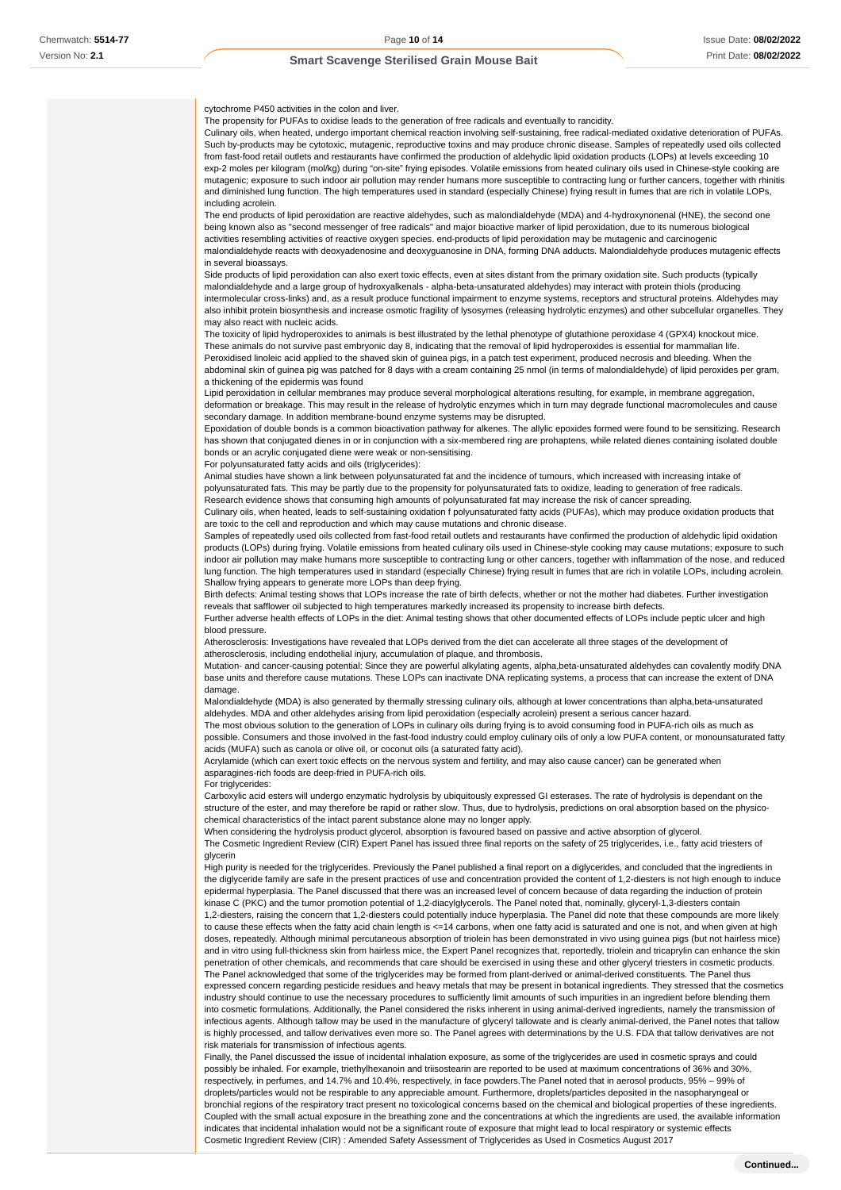cytochrome P450 activities in the colon and liver.

The propensity for PUFAs to oxidise leads to the generation of free radicals and eventually to rancidity.

Culinary oils, when heated, undergo important chemical reaction involving self-sustaining, free radical-mediated oxidative deterioration of PUFAs. Such by-products may be cytotoxic, mutagenic, reproductive toxins and may produce chronic disease. Samples of repeatedly used oils collected from fast-food retail outlets and restaurants have confirmed the production of aldehydic lipid oxidation products (LOPs) at levels exceeding 10 exp-2 moles per kilogram (mol/kg) during "on-site" frying episodes. Volatile emissions from heated culinary oils used in Chinese-style cooking are mutagenic; exposure to such indoor air pollution may render humans more susceptible to contracting lung or further cancers, together with rhinitis and diminished lung function. The high temperatures used in standard (especially Chinese) frying result in fumes that are rich in volatile LOPs, including acrolein.

The end products of lipid peroxidation are reactive aldehydes, such as malondialdehyde (MDA) and 4-hydroxynonenal (HNE), the second one being known also as "second messenger of free radicals" and major bioactive marker of lipid peroxidation, due to its numerous biological activities resembling activities of reactive oxygen species. end-products of lipid peroxidation may be mutagenic and carcinogenic malondialdehyde reacts with deoxyadenosine and deoxyguanosine in DNA, forming DNA adducts. Malondialdehyde produces mutagenic effects in several bioassays.

Side products of lipid peroxidation can also exert toxic effects, even at sites distant from the primary oxidation site. Such products (typically malondialdehyde and a large group of hydroxyalkenals - alpha-beta-unsaturated aldehydes) may interact with protein thiols (producing intermolecular cross-links) and, as a result produce functional impairment to enzyme systems, receptors and structural proteins. Aldehydes may also inhibit protein biosynthesis and increase osmotic fragility of lysosymes (releasing hydrolytic enzymes) and other subcellular organelles. They may also react with nucleic acids.

The toxicity of lipid hydroperoxides to animals is best illustrated by the lethal phenotype of glutathione peroxidase 4 (GPX4) knockout mice. These animals do not survive past embryonic day 8, indicating that the removal of lipid hydroperoxides is essential for mammalian life.

Peroxidised linoleic acid applied to the shaved skin of guinea pigs, in a patch test experiment, produced necrosis and bleeding. When the abdominal skin of guinea pig was patched for 8 days with a cream containing 25 nmol (in terms of malondialdehyde) of lipid peroxides per gram, a thickening of the epidermis was found

Lipid peroxidation in cellular membranes may produce several morphological alterations resulting, for example, in membrane aggregation, deformation or breakage. This may result in the release of hydrolytic enzymes which in turn may degrade functional macromolecules and cause secondary damage. In addition membrane-bound enzyme systems may be disrupted.

Epoxidation of double bonds is a common bioactivation pathway for alkenes. The allylic epoxides formed were found to be sensitizing. Research has shown that conjugated dienes in or in conjunction with a six-membered ring are prohaptens, while related dienes containing isolated double bonds or an acrylic conjugated diene were weak or non-sensitising.

For polyunsaturated fatty acids and oils (triglycerides):

Animal studies have shown a link between polyunsaturated fat and the incidence of tumours, which increased with increasing intake of polyunsaturated fats. This may be partly due to the propensity for polyunsaturated fats to oxidize, leading to generation of free radicals. Research evidence shows that consuming high amounts of polyunsaturated fat may increase the risk of cancer spreading.

Culinary oils, when heated, leads to self-sustaining oxidation f polyunsaturated fatty acids (PUFAs), which may produce oxidation products that are toxic to the cell and reproduction and which may cause mutations and chronic disease.

Samples of repeatedly used oils collected from fast-food retail outlets and restaurants have confirmed the production of aldehydic lipid oxidation products (LOPs) during frying. Volatile emissions from heated culinary oils used in Chinese-style cooking may cause mutations; exposure to such indoor air pollution may make humans more susceptible to contracting lung or other cancers, together with inflammation of the nose, and reduced lung function. The high temperatures used in standard (especially Chinese) frying result in fumes that are rich in volatile LOPs, including acrolein. Shallow frying appears to generate more LOPs than deep frying.

Birth defects: Animal testing shows that LOPs increase the rate of birth defects, whether or not the mother had diabetes. Further investigation reveals that safflower oil subjected to high temperatures markedly increased its propensity to increase birth defects.

Further adverse health effects of LOPs in the diet: Animal testing shows that other documented effects of LOPs include peptic ulcer and high blood pressure.

Atherosclerosis: Investigations have revealed that LOPs derived from the diet can accelerate all three stages of the development of atherosclerosis, including endothelial injury, accumulation of plaque, and thrombosis.

Mutation- and cancer-causing potential: Since they are powerful alkylating agents, alpha,beta-unsaturated aldehydes can covalently modify DNA base units and therefore cause mutations. These LOPs can inactivate DNA replicating systems, a process that can increase the extent of DNA damage.

Malondialdehyde (MDA) is also generated by thermally stressing culinary oils, although at lower concentrations than alpha,beta-unsaturated aldehydes. MDA and other aldehydes arising from lipid peroxidation (especially acrolein) present a serious cancer hazard.

The most obvious solution to the generation of LOPs in culinary oils during frying is to avoid consuming food in PUFA-rich oils as much as possible. Consumers and those involved in the fast-food industry could employ culinary oils of only a low PUFA content, or monounsaturated fatty acids (MUFA) such as canola or olive oil, or coconut oils (a saturated fatty acid).

Acrylamide (which can exert toxic effects on the nervous system and fertility, and may also cause cancer) can be generated when asparagines-rich foods are deep-fried in PUFA-rich oils.

For triglycerides:

Carboxylic acid esters will undergo enzymatic hydrolysis by ubiquitously expressed GI esterases. The rate of hydrolysis is dependant on the structure of the ester, and may therefore be rapid or rather slow. Thus, due to hydrolysis, predictions on oral absorption based on the physico-chemical characteristics of the intact parent substance alone may no longer apply.

When considering the hydrolysis product glycerol, absorption is favoured based on passive and active absorption of glycerol.

The Cosmetic Ingredient Review (CIR) Expert Panel has issued three final reports on the safety of 25 triglycerides, i.e., fatty acid triesters of glycerin

High purity is needed for the triglycerides. Previously the Panel published a final report on a diglycerides, and concluded that the ingredients in the diglyceride family are safe in the present practices of use and concentration provided the content of 1,2-diesters is not high enough to induce epidermal hyperplasia. The Panel discussed that there was an increased level of concern because of data regarding the induction of protein kinase C (PKC) and the tumor promotion potential of 1,2-diacylglycerols. The Panel noted that, nominally, glyceryl-1,3-diesters contain 1,2-diesters, raising the concern that 1,2-diesters could potentially induce hyperplasia. The Panel did note that these compounds are more likely to cause these effects when the fatty acid chain length is <=14 carbons, when one fatty acid is saturated and one is not, and when given at high doses, repeatedly. Although minimal percutaneous absorption of triolein has been demonstrated in vivo using guinea pigs (but not hairless mice) and in vitro using full-thickness skin from hairless mice, the Expert Panel recognizes that, reportedly, triolein and tricaprylin can enhance the skin penetration of other chemicals, and recommends that care should be exercised in using these and other glyceryl triesters in cosmetic products.

The Panel acknowledged that some of the triglycerides may be formed from plant-derived or animal-derived constituents. The Panel thus expressed concern regarding pesticide residues and heavy metals that may be present in botanical ingredients. They stressed that the cosmetics industry should continue to use the necessary procedures to sufficiently limit amounts of such impurities in an ingredient before blending them into cosmetic formulations. Additionally, the Panel considered the risks inherent in using animal-derived ingredients, namely the transmission of infectious agents. Although tallow may be used in the manufacture of glyceryl tallowate and is clearly animal-derived, the Panel notes that tallow is highly processed, and tallow derivatives even more so. The Panel agrees with determinations by the U.S. FDA that tallow derivatives are not risk materials for transmission of infectious agents.

Finally, the Panel discussed the issue of incidental inhalation exposure, as some of the triglycerides are used in cosmetic sprays and could possibly be inhaled. For example, triethylhexanoin and triisostearin are reported to be used at maximum concentrations of 36% and 30%, respectively, in perfumes, and 14.7% and 10.4%, respectively, in face powders.The Panel noted that in aerosol products, 95% – 99% of droplets/particles would not be respirable to any appreciable amount. Furthermore, droplets/particles deposited in the nasopharyngeal or bronchial regions of the respiratory tract present no toxicological concerns based on the chemical and biological properties of these ingredients. Coupled with the small actual exposure in the breathing zone and the concentrations at which the ingredients are used, the available information indicates that incidental inhalation would not be a significant route of exposure that might lead to local respiratory or systemic effects

Cosmetic Ingredient Review (CIR) : Amended Safety Assessment of Triglycerides as Used in Cosmetics August 2017

**Continued...**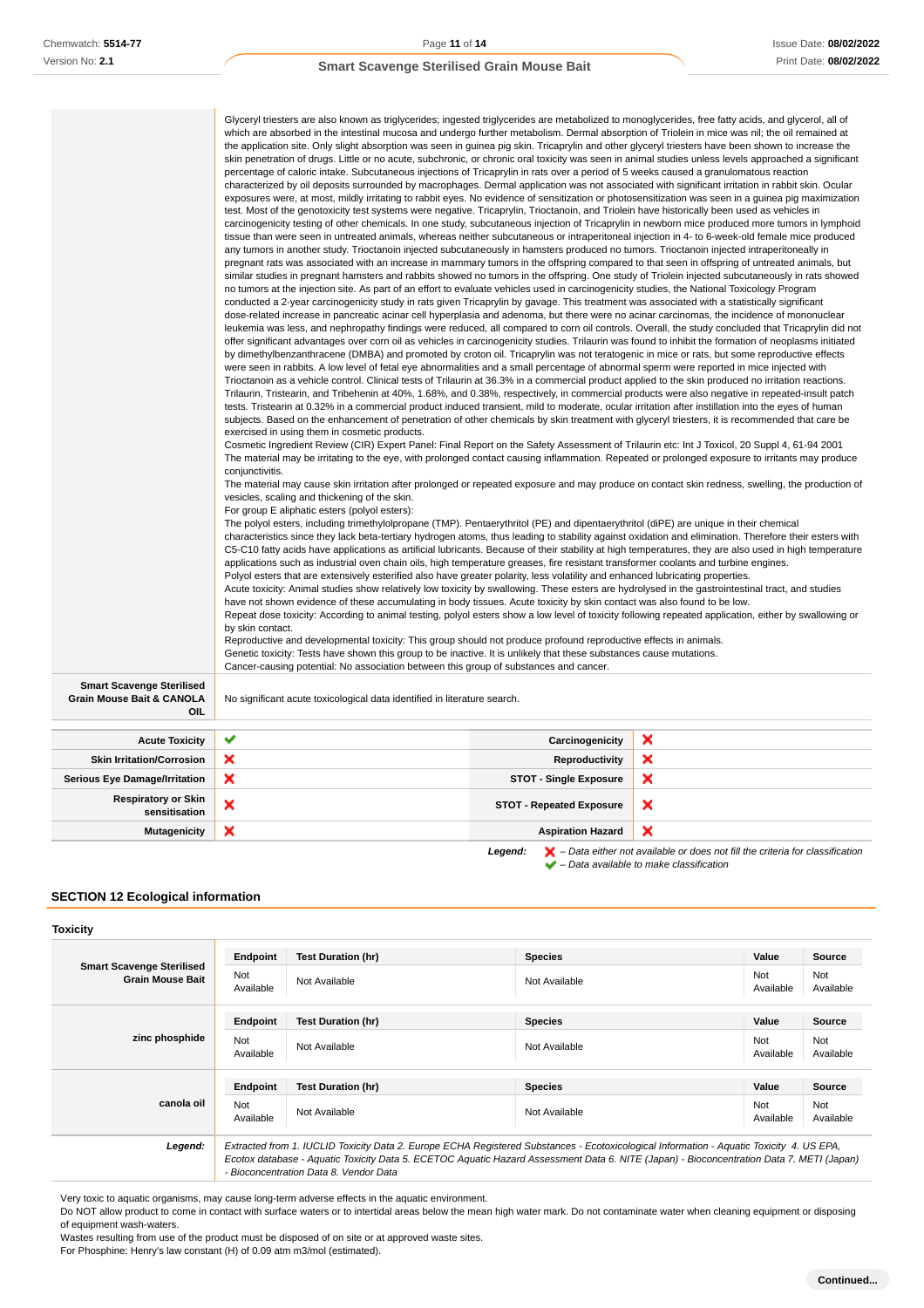| | |
|---|---|
| | Glyceryl triesters are also known as triglycerides; ingested triglycerides are metabolized to monoglycerides, free fatty acids, and glycerol, all of which are absorbed in the intestinal mucosa and undergo further metabolism. Dermal absorption of Triolein in mice was nil; the oil remained at the application site. Only slight absorption was seen in guinea pig skin. Tricaprylin and other glyceryl triesters have been shown to increase the skin penetration of drugs. Little or no acute, subchronic, or chronic oral toxicity was seen in animal studies unless levels approached a significant percentage of caloric intake. Subcutaneous injections of Tricaprylin in rats over a period of 5 weeks caused a granulomatous reaction characterized by oil deposits surrounded by macrophages. Dermal application was not associated with significant irritation in rabbit skin. Ocular exposures were, at most, mildly irritating to rabbit eyes. No evidence of sensitization or photosensitization was seen in a guinea pig maximization test. Most of the genotoxicity test systems were negative. Tricaprylin, Trioctanoin, and Triolein have historically been used as vehicles in carcinogenicity testing of other chemicals. In one study, subcutaneous injection of Tricaprylin in newborn mice produced more tumors in lymphoid tissue than were seen in untreated animals, whereas neither subcutaneous or intraperitoneal injection in 4- to 6-week-old female mice produced any tumors in another study. Trioctanoin injected subcutaneously in hamsters produced no tumors. Trioctanoin injected intraperitoneally in pregnant rats was associated with an increase in mammary tumors in the offspring compared to that seen in offspring of untreated animals, but similar studies in pregnant hamsters and rabbits showed no tumors in the offspring. One study of Triolein injected subcutaneously in rats showed no tumors at the injection site. As part of an effort to evaluate vehicles used in carcinogenicity studies, the National Toxicology Program conducted a 2-year carcinogenicity study in rats given Tricaprylin by gavage. This treatment was associated with a statistically significant dose-related increase in pancreatic acinar cell hyperplasia and adenoma, but there were no acinar carcinomas, the incidence of mononuclear leukemia was less, and nephropathy findings were reduced, all compared to corn oil controls. Overall, the study concluded that Tricaprylin did not offer significant advantages over corn oil as vehicles in carcinogenicity studies. Trilaurin was found to inhibit the formation of neoplasms initiated by dimethylbenzanthracene (DMBA) and promoted by croton oil. Tricaprylin was not teratogenic in mice or rats, but some reproductive effects were seen in rabbits. A low level of fetal eye abnormalities and a small percentage of abnormal sperm were reported in mice injected with Trioctanoin as a vehicle control. Clinical tests of Trilaurin at 36.3% in a commercial product applied to the skin produced no irritation reactions. Trilaurin, Tristearin, and Tribehenin at 40%, 1.68%, and 0.38%, respectively, in commercial products were also negative in repeated-insult patch tests. Tristearin at 0.32% in a commercial product induced transient, mild to moderate, ocular irritation after instillation into the eyes of human subjects. Based on the enhancement of penetration of other chemicals by skin treatment with glyceryl triesters, it is recommended that care be exercised in using them in cosmetic products.<br>Cosmetic Ingredient Review (CIR) Expert Panel: Final Report on the Safety Assessment of Trilaurin etc: Int J Toxicol, 20 Suppl 4, 61-94 2001<br>The material may be irritating to the eye, with prolonged contact causing inflammation. Repeated or prolonged exposure to irritants may produce conjunctivitis.<br>The material may cause skin irritation after prolonged or repeated exposure and may produce on contact skin redness, swelling, the production of vesicles, scaling and thickening of the skin.<br>For group E aliphatic esters (polyol esters):<br>The polyol esters, including trimethylolpropane (TMP). Pentaerythritol (PE) and dipentaerythritol (diPE) are unique in their chemical characteristics since they lack beta-tertiary hydrogen atoms, thus leading to stability against oxidation and elimination. Therefore their esters with C5-C10 fatty acids have applications as artificial lubricants. Because of their stability at high temperatures, they are also used in high temperature applications such as industrial oven chain oils, high temperature greases, fire resistant transformer coolants and turbine engines.<br>Polyol esters that are extensively esterified also have greater polarity, less volatility and enhanced lubricating properties.<br>Acute toxicity: Animal studies show relatively low toxicity by swallowing. These esters are hydrolysed in the gastrointestinal tract, and studies have not shown evidence of these accumulating in body tissues. Acute toxicity by skin contact was also found to be low.<br>Repeat dose toxicity: According to animal testing, polyol esters show a low level of toxicity following repeated application, either by swallowing or by skin contact.<br>Reproductive and developmental toxicity: This group should not produce profound reproductive effects in animals.<br>Genetic toxicity: Tests have shown this group to be inactive. It is unlikely that these substances cause mutations.<br>Cancer-causing potential: No association between this group of substances and cancer. |
| **Smart Scavenge Sterilised Grain Mouse Bait & CANOLA OIL** | No significant acute toxicological data identified in literature search. |

| | | | |
|---|---|---|---|
| **Acute Toxicity** | ✔ | **Carcinogenicity** | ✘ |
| **Skin Irritation/Corrosion** | ✘ | **Reproductivity** | ✘ |
| **Serious Eye Damage/Irritation** | ✘ | **STOT - Single Exposure** | ✘ |
| **Respiratory or Skin sensitisation** | ✘ | **STOT - Repeated Exposure** | ✘ |
| **Mutagenicity** | ✘ | **Aspiration Hazard** | ✘ |

*Legend:* ✘ *– Data either not available or does not fill the criteria for classification*
✔ *– Data available to make classification*

## SECTION 12 Ecological information

### Toxicity

| | Endpoint | Test Duration (hr) | Species | Value | Source |
|---|---|---|---|---|---|
| **Smart Scavenge Sterilised Grain Mouse Bait** | Not Available | Not Available | Not Available | Not Available | Not Available |
| **zinc phosphide** | Not Available | Not Available | Not Available | Not Available | Not Available |
| **canola oil** | Not Available | Not Available | Not Available | Not Available | Not Available |
| ***Legend:*** | *Extracted from 1. IUCLID Toxicity Data 2. Europe ECHA Registered Substances - Ecotoxicological Information - Aquatic Toxicity 4. US EPA, Ecotox database - Aquatic Toxicity Data 5. ECETOC Aquatic Hazard Assessment Data 6. NITE (Japan) - Bioconcentration Data 7. METI (Japan) - Bioconcentration Data 8. Vendor Data* | | | | |

Very toxic to aquatic organisms, may cause long-term adverse effects in the aquatic environment.
Do NOT allow product to come in contact with surface waters or to intertidal areas below the mean high water mark. Do not contaminate water when cleaning equipment or disposing of equipment wash-waters.
Wastes resulting from use of the product must be disposed of on site or at approved waste sites.
For Phosphine: Henry's law constant (H) of 0.09 atm m3/mol (estimated).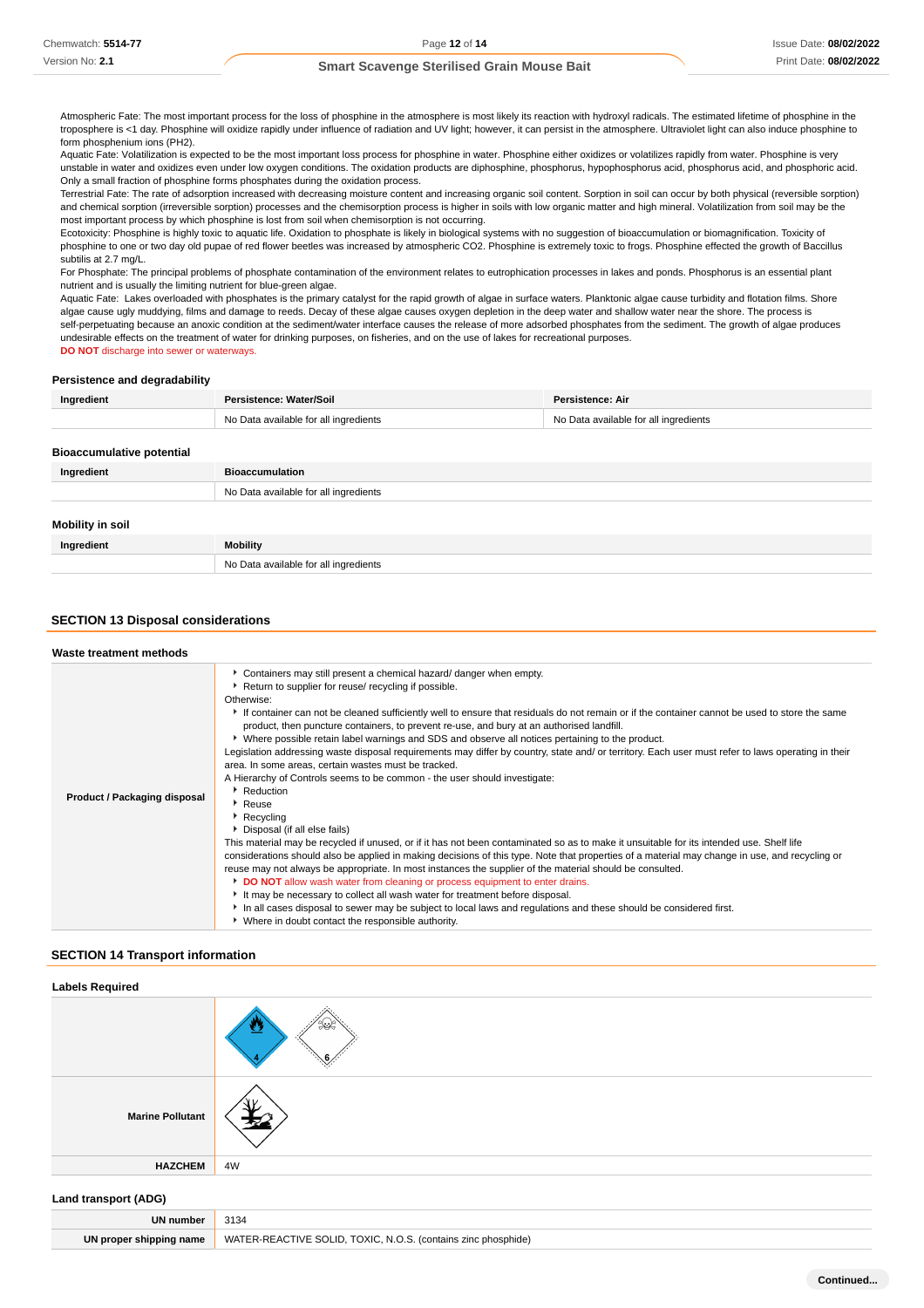Atmospheric Fate: The most important process for the loss of phosphine in the atmosphere is most likely its reaction with hydroxyl radicals. The estimated lifetime of phosphine in the troposphere is <1 day. Phosphine will oxidize rapidly under influence of radiation and UV light; however, it can persist in the atmosphere. Ultraviolet light can also induce phosphine to form phosphenium ions (PH2).
Aquatic Fate: Volatilization is expected to be the most important loss process for phosphine in water. Phosphine either oxidizes or volatilizes rapidly from water. Phosphine is very unstable in water and oxidizes even under low oxygen conditions. The oxidation products are diphosphine, phosphorus, hypophosphorus acid, phosphorus acid, and phosphoric acid. Only a small fraction of phosphine forms phosphates during the oxidation process.
Terrestrial Fate: The rate of adsorption increased with decreasing moisture content and increasing organic soil content. Sorption in soil can occur by both physical (reversible sorption) and chemical sorption (irreversible sorption) processes and the chemisorption process is higher in soils with low organic matter and high mineral. Volatilization from soil may be the most important process by which phosphine is lost from soil when chemisorption is not occurring.
Ecotoxicity: Phosphine is highly toxic to aquatic life. Oxidation to phosphate is likely in biological systems with no suggestion of bioaccumulation or biomagnification. Toxicity of phosphine to one or two day old pupae of red flower beetles was increased by atmospheric CO2. Phosphine is extremely toxic to frogs. Phosphine effected the growth of Baccillus subtilis at 2.7 mg/L.
For Phosphate: The principal problems of phosphate contamination of the environment relates to eutrophication processes in lakes and ponds. Phosphorus is an essential plant nutrient and is usually the limiting nutrient for blue-green algae.
Aquatic Fate: Lakes overloaded with phosphates is the primary catalyst for the rapid growth of algae in surface waters. Planktonic algae cause turbidity and flotation films. Shore algae cause ugly muddying, films and damage to reeds. Decay of these algae causes oxygen depletion in the deep water and shallow water near the shore. The process is self-perpetuating because an anoxic condition at the sediment/water interface causes the release of more adsorbed phosphates from the sediment. The growth of algae produces undesirable effects on the treatment of water for drinking purposes, on fisheries, and on the use of lakes for recreational purposes.
**DO NOT** discharge into sewer or waterways.

### Persistence and degradability

| Ingredient | Persistence: Water/Soil | Persistence: Air |
|---|---|---|
| | No Data available for all ingredients | No Data available for all ingredients |

### Bioaccumulative potential

| Ingredient | Bioaccumulation |
|---|---|
| | No Data available for all ingredients |

### Mobility in soil

| Ingredient | Mobility |
|---|---|
| | No Data available for all ingredients |

## SECTION 13 Disposal considerations

### Waste treatment methods

**Product / Packaging disposal**

- Containers may still present a chemical hazard/ danger when empty.
- Return to supplier for reuse/ recycling if possible.

Otherwise:

- If container can not be cleaned sufficiently well to ensure that residuals do not remain or if the container cannot be used to store the same product, then puncture containers, to prevent re-use, and bury at an authorised landfill.
- Where possible retain label warnings and SDS and observe all notices pertaining to the product.

Legislation addressing waste disposal requirements may differ by country, state and/ or territory. Each user must refer to laws operating in their area. In some areas, certain wastes must be tracked.
A Hierarchy of Controls seems to be common - the user should investigate:

- Reduction
- Reuse
- Recycling
- Disposal (if all else fails)

This material may be recycled if unused, or if it has not been contaminated so as to make it unsuitable for its intended use. Shelf life considerations should also be applied in making decisions of this type. Note that properties of a material may change in use, and recycling or reuse may not always be appropriate. In most instances the supplier of the material should be consulted.

- **DO NOT** allow wash water from cleaning or process equipment to enter drains.
- It may be necessary to collect all wash water for treatment before disposal.
- In all cases disposal to sewer may be subject to local laws and regulations and these should be considered first.
- Where in doubt contact the responsible authority.

## SECTION 14 Transport information

### Labels Required

| | |
|---|---|
| Marine Pollutant | |
| HAZCHEM | 4W |

### Land transport (ADG)

| | |
|---|---|
| UN number | 3134 |
| UN proper shipping name | WATER-REACTIVE SOLID, TOXIC, N.O.S. (contains zinc phosphide) |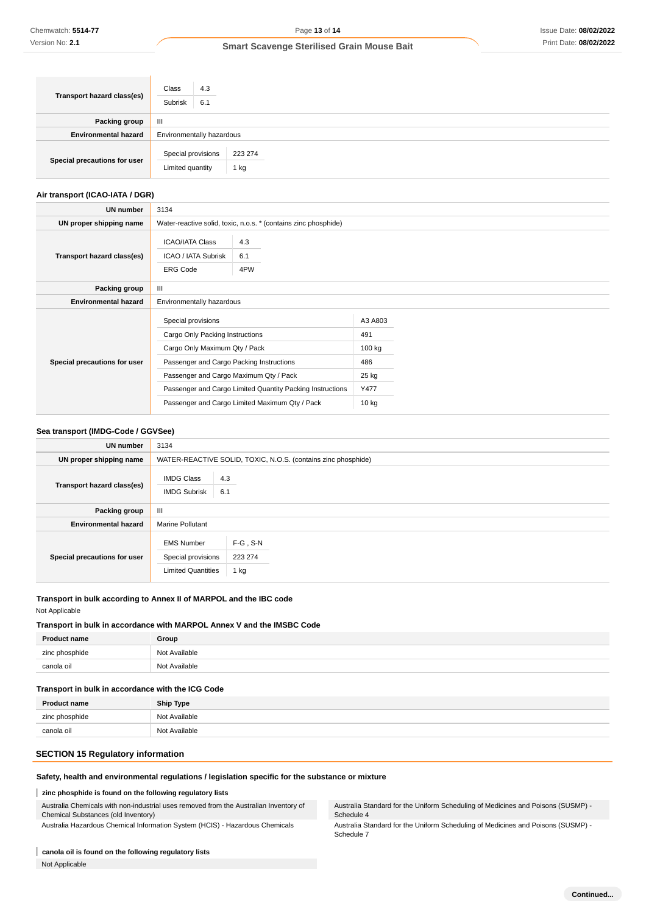| | |
|---|---|
| **Transport hazard class(es)** | Class: 4.3<br>Subrisk: 6.1 |
| **Packing group** | III |
| **Environmental hazard** | Environmentally hazardous |
| **Special precautions for user** | Special provisions: 223 274<br>Limited quantity: 1 kg |

### Air transport (ICAO-IATA / DGR)

| | |
|---|---|
| **UN number** | 3134 |
| **UN proper shipping name** | Water-reactive solid, toxic, n.o.s. * (contains zinc phosphide) |
| **Transport hazard class(es)** | ICAO/IATA Class: 4.3<br>ICAO / IATA Subrisk: 6.1<br>ERG Code: 4PW |
| **Packing group** | III |
| **Environmental hazard** | Environmentally hazardous |
| **Special precautions for user** | Special provisions: A3 A803<br>Cargo Only Packing Instructions: 491<br>Cargo Only Maximum Qty / Pack: 100 kg<br>Passenger and Cargo Packing Instructions: 486<br>Passenger and Cargo Maximum Qty / Pack: 25 kg<br>Passenger and Cargo Limited Quantity Packing Instructions: Y477<br>Passenger and Cargo Limited Maximum Qty / Pack: 10 kg |

### Sea transport (IMDG-Code / GGVSee)

| | |
|---|---|
| **UN number** | 3134 |
| **UN proper shipping name** | WATER-REACTIVE SOLID, TOXIC, N.O.S. (contains zinc phosphide) |
| **Transport hazard class(es)** | IMDG Class: 4.3<br>IMDG Subrisk: 6.1 |
| **Packing group** | III |
| **Environmental hazard** | Marine Pollutant |
| **Special precautions for user** | EMS Number: F-G , S-N<br>Special provisions: 223 274<br>Limited Quantities: 1 kg |

### Transport in bulk according to Annex II of MARPOL and the IBC code

Not Applicable

### Transport in bulk in accordance with MARPOL Annex V and the IMSBC Code

| Product name | Group |
|---|---|
| zinc phosphide | Not Available |
| canola oil | Not Available |

### Transport in bulk in accordance with the ICG Code

| Product name | Ship Type |
|---|---|
| zinc phosphide | Not Available |
| canola oil | Not Available |

## SECTION 15 Regulatory information

### Safety, health and environmental regulations / legislation specific for the substance or mixture

**zinc phosphide is found on the following regulatory lists**

- Australia Chemicals with non-industrial uses removed from the Australian Inventory of Chemical Substances (old Inventory)
- Australia Hazardous Chemical Information System (HCIS) - Hazardous Chemicals
- Australia Standard for the Uniform Scheduling of Medicines and Poisons (SUSMP) - Schedule 4
- Australia Standard for the Uniform Scheduling of Medicines and Poisons (SUSMP) - Schedule 7

**canola oil is found on the following regulatory lists**

Not Applicable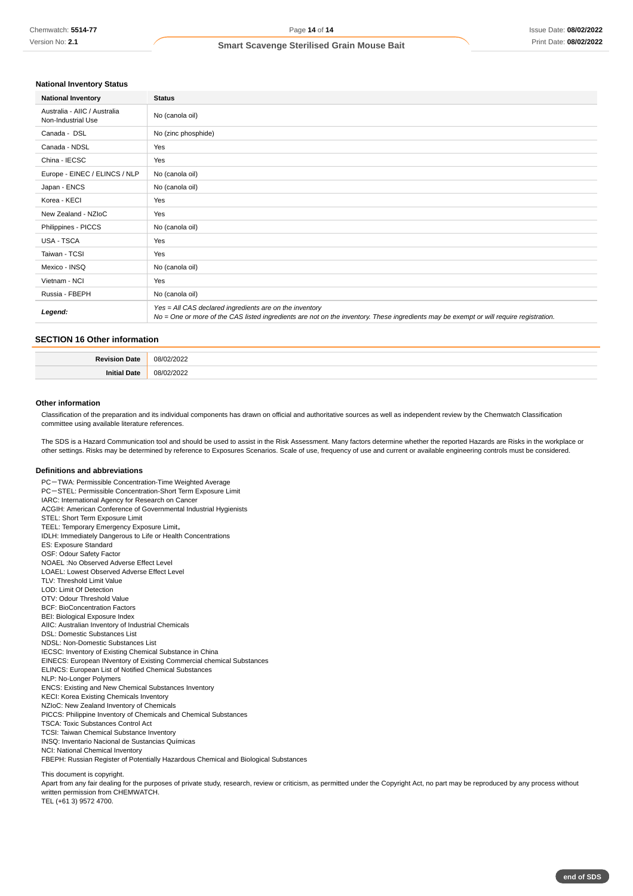### National Inventory Status

| National Inventory | Status |
|---|---|
| Australia - AIIC / Australia Non-Industrial Use | No (canola oil) |
| Canada - DSL | No (zinc phosphide) |
| Canada - NDSL | Yes |
| China - IECSC | Yes |
| Europe - EINEC / ELINCS / NLP | No (canola oil) |
| Japan - ENCS | No (canola oil) |
| Korea - KECI | Yes |
| New Zealand - NZIoC | Yes |
| Philippines - PICCS | No (canola oil) |
| USA - TSCA | Yes |
| Taiwan - TCSI | Yes |
| Mexico - INSQ | No (canola oil) |
| Vietnam - NCI | Yes |
| Russia - FBEPH | No (canola oil) |
| ***Legend:*** | *Yes = All CAS declared ingredients are on the inventory*<br>*No = One or more of the CAS listed ingredients are not on the inventory. These ingredients may be exempt or will require registration.* |

## SECTION 16 Other information

| | |
|---|---|
| **Revision Date** | 08/02/2022 |
| **Initial Date** | 08/02/2022 |

### Other information

Classification of the preparation and its individual components has drawn on official and authoritative sources as well as independent review by the Chemwatch Classification committee using available literature references.

The SDS is a Hazard Communication tool and should be used to assist in the Risk Assessment. Many factors determine whether the reported Hazards are Risks in the workplace or other settings. Risks may be determined by reference to Exposures Scenarios. Scale of use, frequency of use and current or available engineering controls must be considered.

### Definitions and abbreviations

PC－TWA: Permissible Concentration-Time Weighted Average
PC－STEL: Permissible Concentration-Short Term Exposure Limit
IARC: International Agency for Research on Cancer
ACGIH: American Conference of Governmental Industrial Hygienists
STEL: Short Term Exposure Limit
TEEL: Temporary Emergency Exposure Limit。
IDLH: Immediately Dangerous to Life or Health Concentrations
ES: Exposure Standard
OSF: Odour Safety Factor
NOAEL :No Observed Adverse Effect Level
LOAEL: Lowest Observed Adverse Effect Level
TLV: Threshold Limit Value
LOD: Limit Of Detection
OTV: Odour Threshold Value
BCF: BioConcentration Factors
BEI: Biological Exposure Index
AIIC: Australian Inventory of Industrial Chemicals
DSL: Domestic Substances List
NDSL: Non-Domestic Substances List
IECSC: Inventory of Existing Chemical Substance in China
EINECS: European INventory of Existing Commercial chemical Substances
ELINCS: European List of Notified Chemical Substances
NLP: No-Longer Polymers
ENCS: Existing and New Chemical Substances Inventory
KECI: Korea Existing Chemicals Inventory
NZIoC: New Zealand Inventory of Chemicals
PICCS: Philippine Inventory of Chemicals and Chemical Substances
TSCA: Toxic Substances Control Act
TCSI: Taiwan Chemical Substance Inventory
INSQ: Inventario Nacional de Sustancias Químicas
NCI: National Chemical Inventory
FBEPH: Russian Register of Potentially Hazardous Chemical and Biological Substances

This document is copyright.
Apart from any fair dealing for the purposes of private study, research, review or criticism, as permitted under the Copyright Act, no part may be reproduced by any process without written permission from CHEMWATCH.
TEL (+61 3) 9572 4700.

**end of SDS**